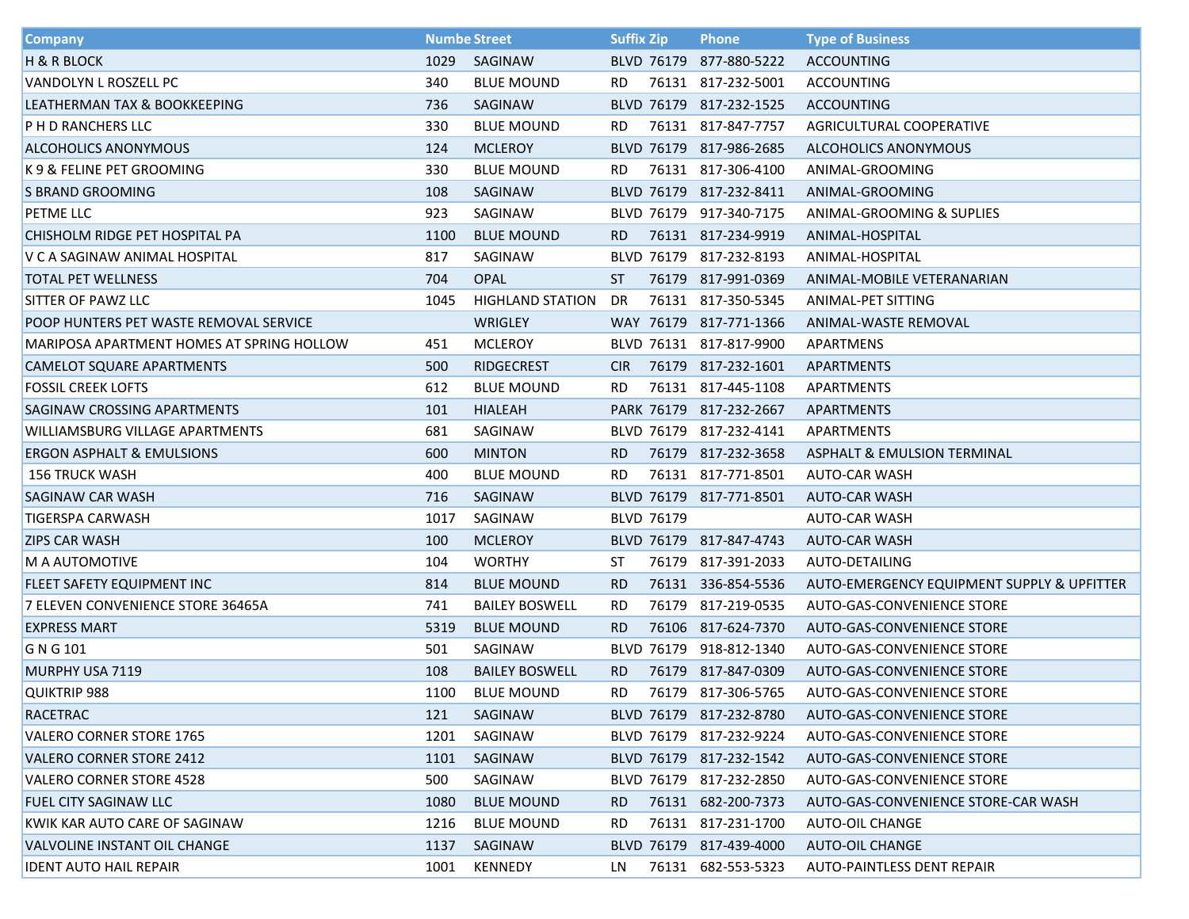| Company | Numbe | Street | Suffix | Zip | Phone | Type of Business |
|---|---|---|---|---|---|---|
| H & R BLOCK | 1029 | SAGINAW | BLVD | 76179 | 877-880-5222 | ACCOUNTING |
| VANDOLYN L ROSZELL PC | 340 | BLUE MOUND | RD | 76131 | 817-232-5001 | ACCOUNTING |
| LEATHERMAN TAX & BOOKKEEPING | 736 | SAGINAW | BLVD | 76179 | 817-232-1525 | ACCOUNTING |
| P H D RANCHERS LLC | 330 | BLUE MOUND | RD | 76131 | 817-847-7757 | AGRICULTURAL COOPERATIVE |
| ALCOHOLICS ANONYMOUS | 124 | MCLEROY | BLVD | 76179 | 817-986-2685 | ALCOHOLICS ANONYMOUS |
| K 9 & FELINE PET GROOMING | 330 | BLUE MOUND | RD | 76131 | 817-306-4100 | ANIMAL-GROOMING |
| S BRAND GROOMING | 108 | SAGINAW | BLVD | 76179 | 817-232-8411 | ANIMAL-GROOMING |
| PETME LLC | 923 | SAGINAW | BLVD | 76179 | 917-340-7175 | ANIMAL-GROOMING & SUPLIES |
| CHISHOLM RIDGE PET HOSPITAL PA | 1100 | BLUE MOUND | RD | 76131 | 817-234-9919 | ANIMAL-HOSPITAL |
| V C A SAGINAW ANIMAL HOSPITAL | 817 | SAGINAW | BLVD | 76179 | 817-232-8193 | ANIMAL-HOSPITAL |
| TOTAL PET WELLNESS | 704 | OPAL | ST | 76179 | 817-991-0369 | ANIMAL-MOBILE VETERANARIAN |
| SITTER OF PAWZ LLC | 1045 | HIGHLAND STATION | DR | 76131 | 817-350-5345 | ANIMAL-PET SITTING |
| POOP HUNTERS PET WASTE REMOVAL SERVICE | | WRIGLEY | WAY | 76179 | 817-771-1366 | ANIMAL-WASTE REMOVAL |
| MARIPOSA APARTMENT HOMES AT SPRING HOLLOW | 451 | MCLEROY | BLVD | 76131 | 817-817-9900 | APARTMENS |
| CAMELOT SQUARE APARTMENTS | 500 | RIDGECREST | CIR | 76179 | 817-232-1601 | APARTMENTS |
| FOSSIL CREEK LOFTS | 612 | BLUE MOUND | RD | 76131 | 817-445-1108 | APARTMENTS |
| SAGINAW CROSSING APARTMENTS | 101 | HIALEAH | PARK | 76179 | 817-232-2667 | APARTMENTS |
| WILLIAMSBURG VILLAGE APARTMENTS | 681 | SAGINAW | BLVD | 76179 | 817-232-4141 | APARTMENTS |
| ERGON ASPHALT & EMULSIONS | 600 | MINTON | RD | 76179 | 817-232-3658 | ASPHALT & EMULSION TERMINAL |
| 156 TRUCK WASH | 400 | BLUE MOUND | RD | 76131 | 817-771-8501 | AUTO-CAR WASH |
| SAGINAW CAR WASH | 716 | SAGINAW | BLVD | 76179 | 817-771-8501 | AUTO-CAR WASH |
| TIGERSPA CARWASH | 1017 | SAGINAW | BLVD | 76179 | | AUTO-CAR WASH |
| ZIPS CAR WASH | 100 | MCLEROY | BLVD | 76179 | 817-847-4743 | AUTO-CAR WASH |
| M A AUTOMOTIVE | 104 | WORTHY | ST | 76179 | 817-391-2033 | AUTO-DETAILING |
| FLEET SAFETY EQUIPMENT INC | 814 | BLUE MOUND | RD | 76131 | 336-854-5536 | AUTO-EMERGENCY EQUIPMENT SUPPLY & UPFITTER |
| 7 ELEVEN CONVENIENCE STORE 36465A | 741 | BAILEY BOSWELL | RD | 76179 | 817-219-0535 | AUTO-GAS-CONVENIENCE STORE |
| EXPRESS MART | 5319 | BLUE MOUND | RD | 76106 | 817-624-7370 | AUTO-GAS-CONVENIENCE STORE |
| G N G 101 | 501 | SAGINAW | BLVD | 76179 | 918-812-1340 | AUTO-GAS-CONVENIENCE STORE |
| MURPHY USA 7119 | 108 | BAILEY BOSWELL | RD | 76179 | 817-847-0309 | AUTO-GAS-CONVENIENCE STORE |
| QUIKTRIP 988 | 1100 | BLUE MOUND | RD | 76179 | 817-306-5765 | AUTO-GAS-CONVENIENCE STORE |
| RACETRAC | 121 | SAGINAW | BLVD | 76179 | 817-232-8780 | AUTO-GAS-CONVENIENCE STORE |
| VALERO CORNER STORE 1765 | 1201 | SAGINAW | BLVD | 76179 | 817-232-9224 | AUTO-GAS-CONVENIENCE STORE |
| VALERO CORNER STORE 2412 | 1101 | SAGINAW | BLVD | 76179 | 817-232-1542 | AUTO-GAS-CONVENIENCE STORE |
| VALERO CORNER STORE 4528 | 500 | SAGINAW | BLVD | 76179 | 817-232-2850 | AUTO-GAS-CONVENIENCE STORE |
| FUEL CITY SAGINAW LLC | 1080 | BLUE MOUND | RD | 76131 | 682-200-7373 | AUTO-GAS-CONVENIENCE STORE-CAR WASH |
| KWIK KAR AUTO CARE OF SAGINAW | 1216 | BLUE MOUND | RD | 76131 | 817-231-1700 | AUTO-OIL CHANGE |
| VALVOLINE INSTANT OIL CHANGE | 1137 | SAGINAW | BLVD | 76179 | 817-439-4000 | AUTO-OIL CHANGE |
| IDENT AUTO HAIL REPAIR | 1001 | KENNEDY | LN | 76131 | 682-553-5323 | AUTO-PAINTLESS DENT REPAIR |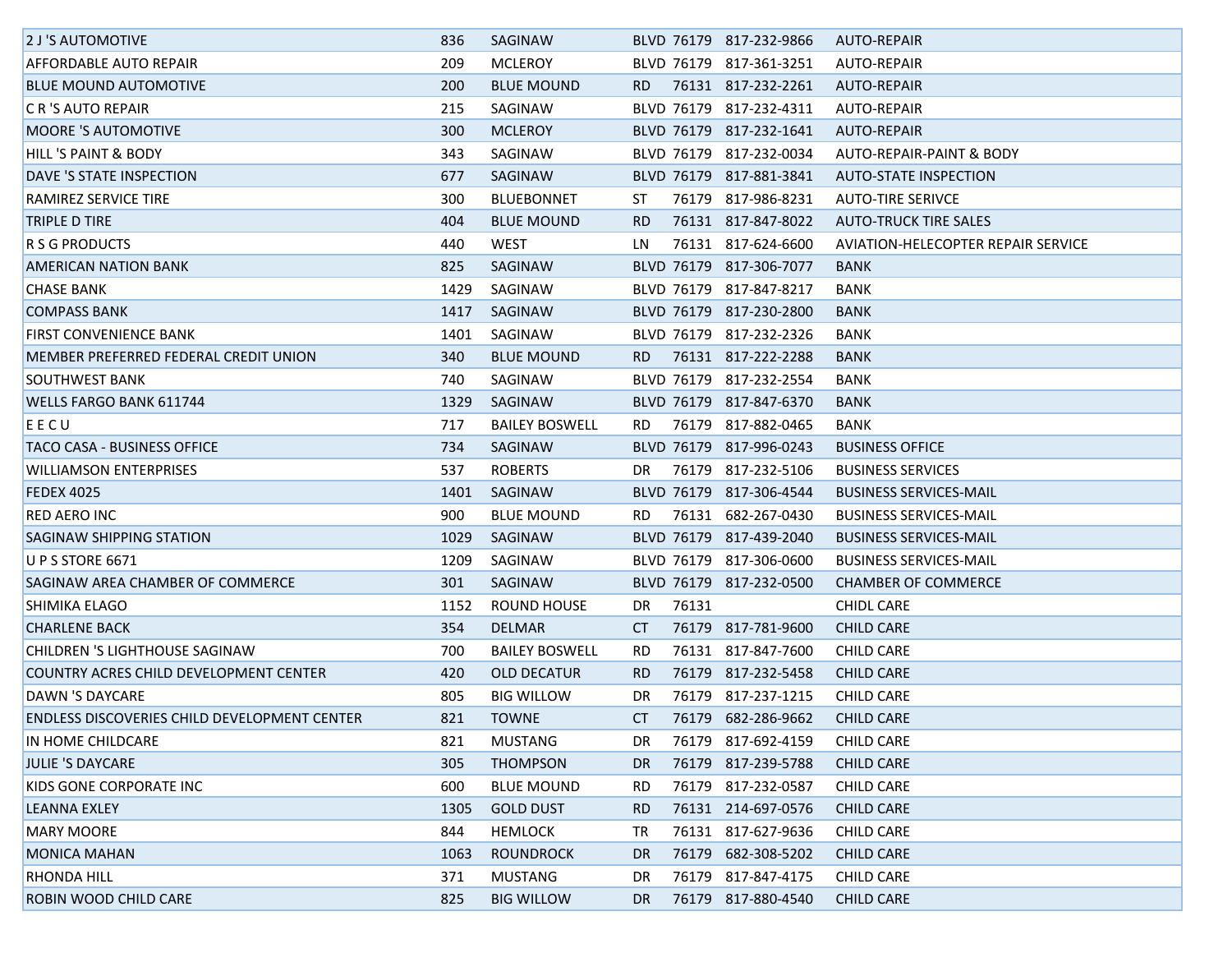| | | | | | | |
|---|---|---|---|---|---|---|
| 2 J 'S AUTOMOTIVE | 836 | SAGINAW | BLVD | 76179 | 817-232-9866 | AUTO-REPAIR |
| AFFORDABLE AUTO REPAIR | 209 | MCLEROY | BLVD | 76179 | 817-361-3251 | AUTO-REPAIR |
| BLUE MOUND AUTOMOTIVE | 200 | BLUE MOUND | RD | 76131 | 817-232-2261 | AUTO-REPAIR |
| C R 'S AUTO REPAIR | 215 | SAGINAW | BLVD | 76179 | 817-232-4311 | AUTO-REPAIR |
| MOORE 'S AUTOMOTIVE | 300 | MCLEROY | BLVD | 76179 | 817-232-1641 | AUTO-REPAIR |
| HILL 'S PAINT & BODY | 343 | SAGINAW | BLVD | 76179 | 817-232-0034 | AUTO-REPAIR-PAINT & BODY |
| DAVE 'S STATE INSPECTION | 677 | SAGINAW | BLVD | 76179 | 817-881-3841 | AUTO-STATE INSPECTION |
| RAMIREZ SERVICE TIRE | 300 | BLUEBONNET | ST | 76179 | 817-986-8231 | AUTO-TIRE SERIVCE |
| TRIPLE D TIRE | 404 | BLUE MOUND | RD | 76131 | 817-847-8022 | AUTO-TRUCK TIRE SALES |
| R S G PRODUCTS | 440 | WEST | LN | 76131 | 817-624-6600 | AVIATION-HELECOPTER REPAIR SERVICE |
| AMERICAN NATION BANK | 825 | SAGINAW | BLVD | 76179 | 817-306-7077 | BANK |
| CHASE BANK | 1429 | SAGINAW | BLVD | 76179 | 817-847-8217 | BANK |
| COMPASS BANK | 1417 | SAGINAW | BLVD | 76179 | 817-230-2800 | BANK |
| FIRST CONVENIENCE BANK | 1401 | SAGINAW | BLVD | 76179 | 817-232-2326 | BANK |
| MEMBER PREFERRED FEDERAL CREDIT UNION | 340 | BLUE MOUND | RD | 76131 | 817-222-2288 | BANK |
| SOUTHWEST BANK | 740 | SAGINAW | BLVD | 76179 | 817-232-2554 | BANK |
| WELLS FARGO BANK 611744 | 1329 | SAGINAW | BLVD | 76179 | 817-847-6370 | BANK |
| E E C U | 717 | BAILEY BOSWELL | RD | 76179 | 817-882-0465 | BANK |
| TACO CASA - BUSINESS OFFICE | 734 | SAGINAW | BLVD | 76179 | 817-996-0243 | BUSINESS OFFICE |
| WILLIAMSON ENTERPRISES | 537 | ROBERTS | DR | 76179 | 817-232-5106 | BUSINESS SERVICES |
| FEDEX 4025 | 1401 | SAGINAW | BLVD | 76179 | 817-306-4544 | BUSINESS SERVICES-MAIL |
| RED AERO INC | 900 | BLUE MOUND | RD | 76131 | 682-267-0430 | BUSINESS SERVICES-MAIL |
| SAGINAW SHIPPING STATION | 1029 | SAGINAW | BLVD | 76179 | 817-439-2040 | BUSINESS SERVICES-MAIL |
| U P S STORE 6671 | 1209 | SAGINAW | BLVD | 76179 | 817-306-0600 | BUSINESS SERVICES-MAIL |
| SAGINAW AREA CHAMBER OF COMMERCE | 301 | SAGINAW | BLVD | 76179 | 817-232-0500 | CHAMBER OF COMMERCE |
| SHIMIKA ELAGO | 1152 | ROUND HOUSE | DR | 76131 | | CHIDL CARE |
| CHARLENE BACK | 354 | DELMAR | CT | 76179 | 817-781-9600 | CHILD CARE |
| CHILDREN 'S LIGHTHOUSE SAGINAW | 700 | BAILEY BOSWELL | RD | 76131 | 817-847-7600 | CHILD CARE |
| COUNTRY ACRES CHILD DEVELOPMENT CENTER | 420 | OLD DECATUR | RD | 76179 | 817-232-5458 | CHILD CARE |
| DAWN 'S DAYCARE | 805 | BIG WILLOW | DR | 76179 | 817-237-1215 | CHILD CARE |
| ENDLESS DISCOVERIES CHILD DEVELOPMENT CENTER | 821 | TOWNE | CT | 76179 | 682-286-9662 | CHILD CARE |
| IN HOME CHILDCARE | 821 | MUSTANG | DR | 76179 | 817-692-4159 | CHILD CARE |
| JULIE 'S DAYCARE | 305 | THOMPSON | DR | 76179 | 817-239-5788 | CHILD CARE |
| KIDS GONE CORPORATE INC | 600 | BLUE MOUND | RD | 76179 | 817-232-0587 | CHILD CARE |
| LEANNA EXLEY | 1305 | GOLD DUST | RD | 76131 | 214-697-0576 | CHILD CARE |
| MARY MOORE | 844 | HEMLOCK | TR | 76131 | 817-627-9636 | CHILD CARE |
| MONICA MAHAN | 1063 | ROUNDROCK | DR | 76179 | 682-308-5202 | CHILD CARE |
| RHONDA HILL | 371 | MUSTANG | DR | 76179 | 817-847-4175 | CHILD CARE |
| ROBIN WOOD CHILD CARE | 825 | BIG WILLOW | DR | 76179 | 817-880-4540 | CHILD CARE |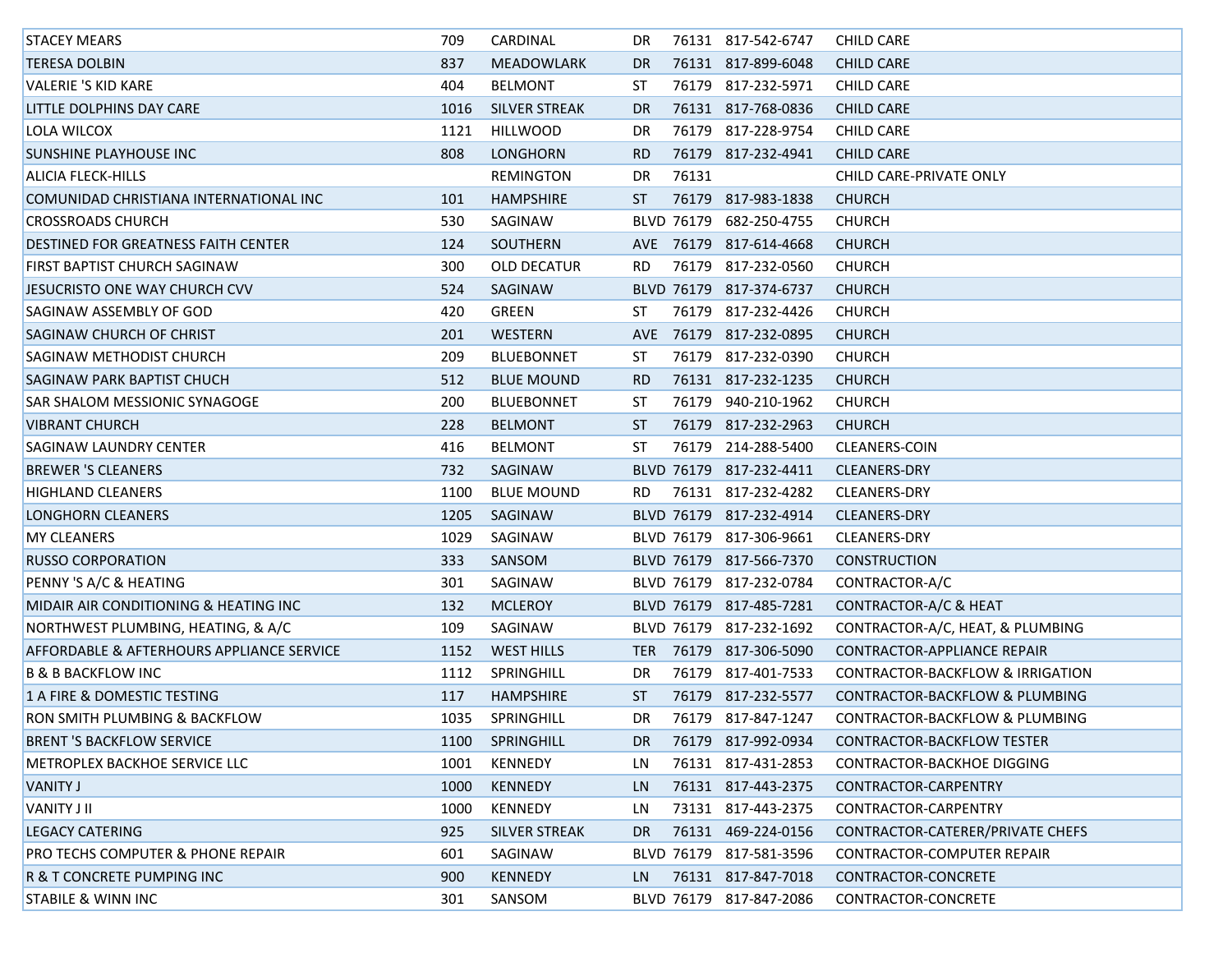| | | | | | | |
|---|---|---|---|---|---|---|
| STACEY MEARS | 709 | CARDINAL | DR | 76131 | 817-542-6747 | CHILD CARE |
| TERESA DOLBIN | 837 | MEADOWLARK | DR | 76131 | 817-899-6048 | CHILD CARE |
| VALERIE 'S KID KARE | 404 | BELMONT | ST | 76179 | 817-232-5971 | CHILD CARE |
| LITTLE DOLPHINS DAY CARE | 1016 | SILVER STREAK | DR | 76131 | 817-768-0836 | CHILD CARE |
| LOLA WILCOX | 1121 | HILLWOOD | DR | 76179 | 817-228-9754 | CHILD CARE |
| SUNSHINE PLAYHOUSE INC | 808 | LONGHORN | RD | 76179 | 817-232-4941 | CHILD CARE |
| ALICIA FLECK-HILLS | | REMINGTON | DR | 76131 | | CHILD CARE-PRIVATE ONLY |
| COMUNIDAD CHRISTIANA INTERNATIONAL INC | 101 | HAMPSHIRE | ST | 76179 | 817-983-1838 | CHURCH |
| CROSSROADS CHURCH | 530 | SAGINAW | BLVD | 76179 | 682-250-4755 | CHURCH |
| DESTINED FOR GREATNESS FAITH CENTER | 124 | SOUTHERN | AVE | 76179 | 817-614-4668 | CHURCH |
| FIRST BAPTIST CHURCH SAGINAW | 300 | OLD DECATUR | RD | 76179 | 817-232-0560 | CHURCH |
| JESUCRISTO ONE WAY CHURCH CVV | 524 | SAGINAW | BLVD | 76179 | 817-374-6737 | CHURCH |
| SAGINAW ASSEMBLY OF GOD | 420 | GREEN | ST | 76179 | 817-232-4426 | CHURCH |
| SAGINAW CHURCH OF CHRIST | 201 | WESTERN | AVE | 76179 | 817-232-0895 | CHURCH |
| SAGINAW METHODIST CHURCH | 209 | BLUEBONNET | ST | 76179 | 817-232-0390 | CHURCH |
| SAGINAW PARK BAPTIST CHUCH | 512 | BLUE MOUND | RD | 76131 | 817-232-1235 | CHURCH |
| SAR SHALOM MESSIONIC SYNAGOGE | 200 | BLUEBONNET | ST | 76179 | 940-210-1962 | CHURCH |
| VIBRANT CHURCH | 228 | BELMONT | ST | 76179 | 817-232-2963 | CHURCH |
| SAGINAW LAUNDRY CENTER | 416 | BELMONT | ST | 76179 | 214-288-5400 | CLEANERS-COIN |
| BREWER 'S CLEANERS | 732 | SAGINAW | BLVD | 76179 | 817-232-4411 | CLEANERS-DRY |
| HIGHLAND CLEANERS | 1100 | BLUE MOUND | RD | 76131 | 817-232-4282 | CLEANERS-DRY |
| LONGHORN CLEANERS | 1205 | SAGINAW | BLVD | 76179 | 817-232-4914 | CLEANERS-DRY |
| MY CLEANERS | 1029 | SAGINAW | BLVD | 76179 | 817-306-9661 | CLEANERS-DRY |
| RUSSO CORPORATION | 333 | SANSOM | BLVD | 76179 | 817-566-7370 | CONSTRUCTION |
| PENNY 'S A/C & HEATING | 301 | SAGINAW | BLVD | 76179 | 817-232-0784 | CONTRACTOR-A/C |
| MIDAIR AIR CONDITIONING & HEATING INC | 132 | MCLEROY | BLVD | 76179 | 817-485-7281 | CONTRACTOR-A/C & HEAT |
| NORTHWEST PLUMBING, HEATING, & A/C | 109 | SAGINAW | BLVD | 76179 | 817-232-1692 | CONTRACTOR-A/C, HEAT, & PLUMBING |
| AFFORDABLE & AFTERHOURS APPLIANCE SERVICE | 1152 | WEST HILLS | TER | 76179 | 817-306-5090 | CONTRACTOR-APPLIANCE REPAIR |
| B & B BACKFLOW INC | 1112 | SPRINGHILL | DR | 76179 | 817-401-7533 | CONTRACTOR-BACKFLOW & IRRIGATION |
| 1 A FIRE & DOMESTIC TESTING | 117 | HAMPSHIRE | ST | 76179 | 817-232-5577 | CONTRACTOR-BACKFLOW & PLUMBING |
| RON SMITH PLUMBING & BACKFLOW | 1035 | SPRINGHILL | DR | 76179 | 817-847-1247 | CONTRACTOR-BACKFLOW & PLUMBING |
| BRENT 'S BACKFLOW SERVICE | 1100 | SPRINGHILL | DR | 76179 | 817-992-0934 | CONTRACTOR-BACKFLOW TESTER |
| METROPLEX BACKHOE SERVICE LLC | 1001 | KENNEDY | LN | 76131 | 817-431-2853 | CONTRACTOR-BACKHOE DIGGING |
| VANITY J | 1000 | KENNEDY | LN | 76131 | 817-443-2375 | CONTRACTOR-CARPENTRY |
| VANITY J II | 1000 | KENNEDY | LN | 73131 | 817-443-2375 | CONTRACTOR-CARPENTRY |
| LEGACY CATERING | 925 | SILVER STREAK | DR | 76131 | 469-224-0156 | CONTRACTOR-CATERER/PRIVATE CHEFS |
| PRO TECHS COMPUTER & PHONE REPAIR | 601 | SAGINAW | BLVD | 76179 | 817-581-3596 | CONTRACTOR-COMPUTER REPAIR |
| R & T CONCRETE PUMPING INC | 900 | KENNEDY | LN | 76131 | 817-847-7018 | CONTRACTOR-CONCRETE |
| STABILE & WINN INC | 301 | SANSOM | BLVD | 76179 | 817-847-2086 | CONTRACTOR-CONCRETE |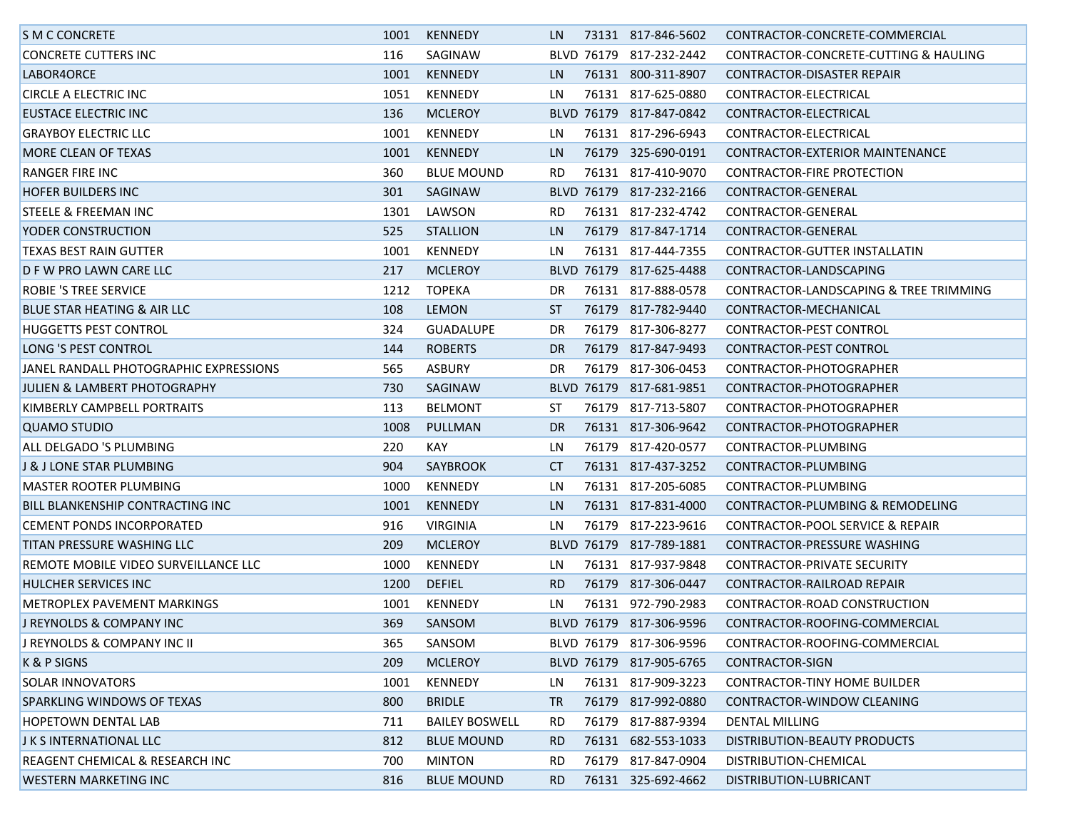| | | | | | | |
|---|---|---|---|---|---|---|
| S M C CONCRETE | 1001 | KENNEDY | LN | 73131 | 817-846-5602 | CONTRACTOR-CONCRETE-COMMERCIAL |
| CONCRETE CUTTERS INC | 116 | SAGINAW | BLVD | 76179 | 817-232-2442 | CONTRACTOR-CONCRETE-CUTTING & HAULING |
| LABOR4ORCE | 1001 | KENNEDY | LN | 76131 | 800-311-8907 | CONTRACTOR-DISASTER REPAIR |
| CIRCLE A ELECTRIC INC | 1051 | KENNEDY | LN | 76131 | 817-625-0880 | CONTRACTOR-ELECTRICAL |
| EUSTACE ELECTRIC INC | 136 | MCLEROY | BLVD | 76179 | 817-847-0842 | CONTRACTOR-ELECTRICAL |
| GRAYBOY ELECTRIC LLC | 1001 | KENNEDY | LN | 76131 | 817-296-6943 | CONTRACTOR-ELECTRICAL |
| MORE CLEAN OF TEXAS | 1001 | KENNEDY | LN | 76179 | 325-690-0191 | CONTRACTOR-EXTERIOR MAINTENANCE |
| RANGER FIRE INC | 360 | BLUE MOUND | RD | 76131 | 817-410-9070 | CONTRACTOR-FIRE PROTECTION |
| HOFER BUILDERS INC | 301 | SAGINAW | BLVD | 76179 | 817-232-2166 | CONTRACTOR-GENERAL |
| STEELE & FREEMAN INC | 1301 | LAWSON | RD | 76131 | 817-232-4742 | CONTRACTOR-GENERAL |
| YODER CONSTRUCTION | 525 | STALLION | LN | 76179 | 817-847-1714 | CONTRACTOR-GENERAL |
| TEXAS BEST RAIN GUTTER | 1001 | KENNEDY | LN | 76131 | 817-444-7355 | CONTRACTOR-GUTTER INSTALLATIN |
| D F W PRO LAWN CARE LLC | 217 | MCLEROY | BLVD | 76179 | 817-625-4488 | CONTRACTOR-LANDSCAPING |
| ROBIE 'S TREE SERVICE | 1212 | TOPEKA | DR | 76131 | 817-888-0578 | CONTRACTOR-LANDSCAPING & TREE TRIMMING |
| BLUE STAR HEATING & AIR LLC | 108 | LEMON | ST | 76179 | 817-782-9440 | CONTRACTOR-MECHANICAL |
| HUGGETTS PEST CONTROL | 324 | GUADALUPE | DR | 76179 | 817-306-8277 | CONTRACTOR-PEST CONTROL |
| LONG 'S PEST CONTROL | 144 | ROBERTS | DR | 76179 | 817-847-9493 | CONTRACTOR-PEST CONTROL |
| JANEL RANDALL PHOTOGRAPHIC EXPRESSIONS | 565 | ASBURY | DR | 76179 | 817-306-0453 | CONTRACTOR-PHOTOGRAPHER |
| JULIEN & LAMBERT PHOTOGRAPHY | 730 | SAGINAW | BLVD | 76179 | 817-681-9851 | CONTRACTOR-PHOTOGRAPHER |
| KIMBERLY CAMPBELL PORTRAITS | 113 | BELMONT | ST | 76179 | 817-713-5807 | CONTRACTOR-PHOTOGRAPHER |
| QUAMO STUDIO | 1008 | PULLMAN | DR | 76131 | 817-306-9642 | CONTRACTOR-PHOTOGRAPHER |
| ALL DELGADO 'S PLUMBING | 220 | KAY | LN | 76179 | 817-420-0577 | CONTRACTOR-PLUMBING |
| J & J LONE STAR PLUMBING | 904 | SAYBROOK | CT | 76131 | 817-437-3252 | CONTRACTOR-PLUMBING |
| MASTER ROOTER PLUMBING | 1000 | KENNEDY | LN | 76131 | 817-205-6085 | CONTRACTOR-PLUMBING |
| BILL BLANKENSHIP CONTRACTING INC | 1001 | KENNEDY | LN | 76131 | 817-831-4000 | CONTRACTOR-PLUMBING & REMODELING |
| CEMENT PONDS INCORPORATED | 916 | VIRGINIA | LN | 76179 | 817-223-9616 | CONTRACTOR-POOL SERVICE & REPAIR |
| TITAN PRESSURE WASHING LLC | 209 | MCLEROY | BLVD | 76179 | 817-789-1881 | CONTRACTOR-PRESSURE WASHING |
| REMOTE MOBILE VIDEO SURVEILLANCE LLC | 1000 | KENNEDY | LN | 76131 | 817-937-9848 | CONTRACTOR-PRIVATE SECURITY |
| HULCHER SERVICES INC | 1200 | DEFIEL | RD | 76179 | 817-306-0447 | CONTRACTOR-RAILROAD REPAIR |
| METROPLEX PAVEMENT MARKINGS | 1001 | KENNEDY | LN | 76131 | 972-790-2983 | CONTRACTOR-ROAD CONSTRUCTION |
| J REYNOLDS & COMPANY INC | 369 | SANSOM | BLVD | 76179 | 817-306-9596 | CONTRACTOR-ROOFING-COMMERCIAL |
| J REYNOLDS & COMPANY INC II | 365 | SANSOM | BLVD | 76179 | 817-306-9596 | CONTRACTOR-ROOFING-COMMERCIAL |
| K & P SIGNS | 209 | MCLEROY | BLVD | 76179 | 817-905-6765 | CONTRACTOR-SIGN |
| SOLAR INNOVATORS | 1001 | KENNEDY | LN | 76131 | 817-909-3223 | CONTRACTOR-TINY HOME BUILDER |
| SPARKLING WINDOWS OF TEXAS | 800 | BRIDLE | TR | 76179 | 817-992-0880 | CONTRACTOR-WINDOW CLEANING |
| HOPETOWN DENTAL LAB | 711 | BAILEY BOSWELL | RD | 76179 | 817-887-9394 | DENTAL MILLING |
| J K S INTERNATIONAL LLC | 812 | BLUE MOUND | RD | 76131 | 682-553-1033 | DISTRIBUTION-BEAUTY PRODUCTS |
| REAGENT CHEMICAL & RESEARCH INC | 700 | MINTON | RD | 76179 | 817-847-0904 | DISTRIBUTION-CHEMICAL |
| WESTERN MARKETING INC | 816 | BLUE MOUND | RD | 76131 | 325-692-4662 | DISTRIBUTION-LUBRICANT |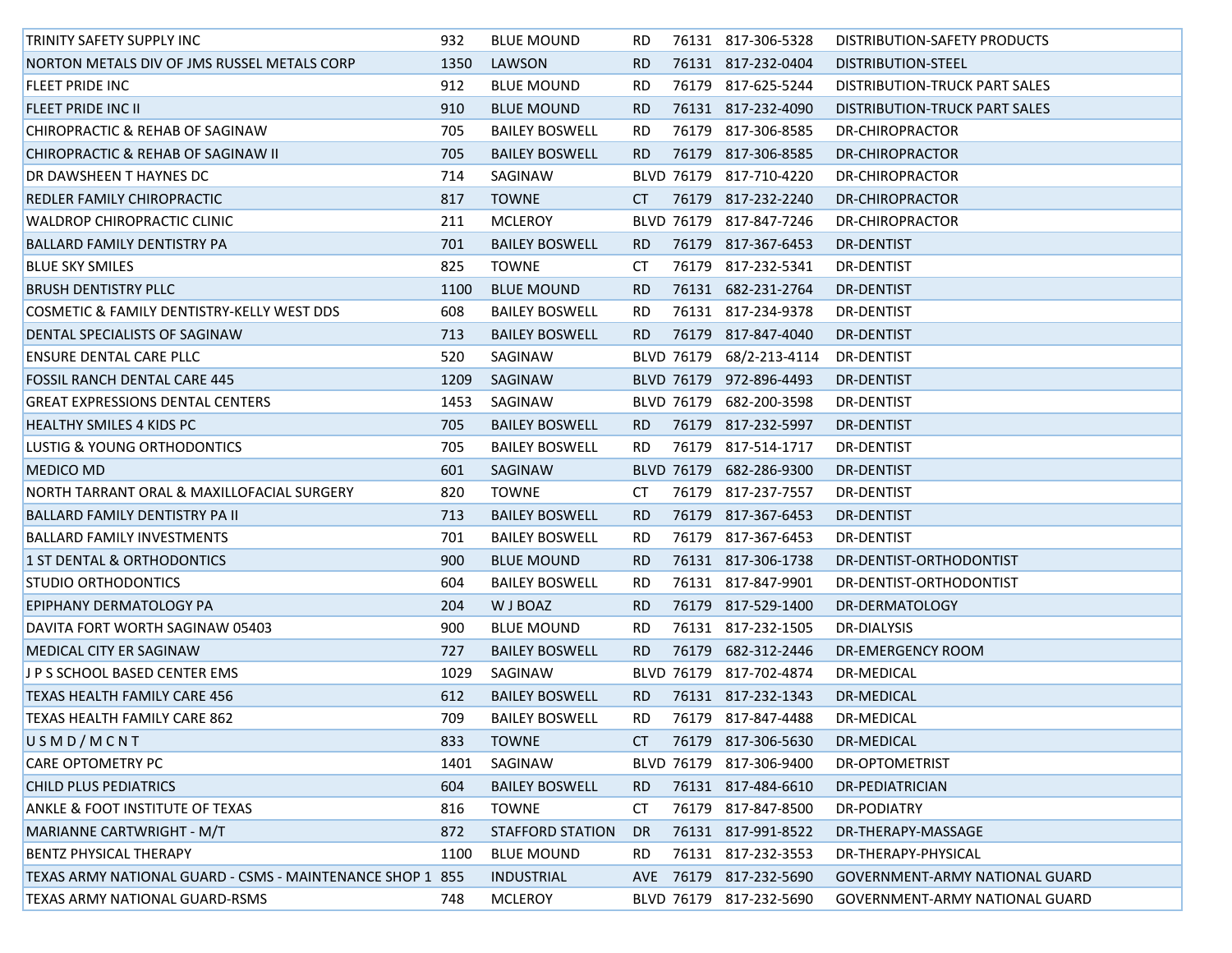| | | | | | | |
|---|---|---|---|---|---|---|
| TRINITY SAFETY SUPPLY INC | 932 | BLUE MOUND | RD | 76131 | 817-306-5328 | DISTRIBUTION-SAFETY PRODUCTS |
| NORTON METALS DIV OF JMS RUSSEL METALS CORP | 1350 | LAWSON | RD | 76131 | 817-232-0404 | DISTRIBUTION-STEEL |
| FLEET PRIDE INC | 912 | BLUE MOUND | RD | 76179 | 817-625-5244 | DISTRIBUTION-TRUCK PART SALES |
| FLEET PRIDE INC II | 910 | BLUE MOUND | RD | 76131 | 817-232-4090 | DISTRIBUTION-TRUCK PART SALES |
| CHIROPRACTIC & REHAB OF SAGINAW | 705 | BAILEY BOSWELL | RD | 76179 | 817-306-8585 | DR-CHIROPRACTOR |
| CHIROPRACTIC & REHAB OF SAGINAW II | 705 | BAILEY BOSWELL | RD | 76179 | 817-306-8585 | DR-CHIROPRACTOR |
| DR DAWSHEEN T HAYNES DC | 714 | SAGINAW | BLVD | 76179 | 817-710-4220 | DR-CHIROPRACTOR |
| REDLER FAMILY CHIROPRACTIC | 817 | TOWNE | CT | 76179 | 817-232-2240 | DR-CHIROPRACTOR |
| WALDROP CHIROPRACTIC CLINIC | 211 | MCLEROY | BLVD | 76179 | 817-847-7246 | DR-CHIROPRACTOR |
| BALLARD FAMILY DENTISTRY PA | 701 | BAILEY BOSWELL | RD | 76179 | 817-367-6453 | DR-DENTIST |
| BLUE SKY SMILES | 825 | TOWNE | CT | 76179 | 817-232-5341 | DR-DENTIST |
| BRUSH DENTISTRY PLLC | 1100 | BLUE MOUND | RD | 76131 | 682-231-2764 | DR-DENTIST |
| COSMETIC & FAMILY DENTISTRY-KELLY WEST DDS | 608 | BAILEY BOSWELL | RD | 76131 | 817-234-9378 | DR-DENTIST |
| DENTAL SPECIALISTS OF SAGINAW | 713 | BAILEY BOSWELL | RD | 76179 | 817-847-4040 | DR-DENTIST |
| ENSURE DENTAL CARE PLLC | 520 | SAGINAW | BLVD | 76179 | 68/2-213-4114 | DR-DENTIST |
| FOSSIL RANCH DENTAL CARE 445 | 1209 | SAGINAW | BLVD | 76179 | 972-896-4493 | DR-DENTIST |
| GREAT EXPRESSIONS DENTAL CENTERS | 1453 | SAGINAW | BLVD | 76179 | 682-200-3598 | DR-DENTIST |
| HEALTHY SMILES 4 KIDS PC | 705 | BAILEY BOSWELL | RD | 76179 | 817-232-5997 | DR-DENTIST |
| LUSTIG & YOUNG ORTHODONTICS | 705 | BAILEY BOSWELL | RD | 76179 | 817-514-1717 | DR-DENTIST |
| MEDICO MD | 601 | SAGINAW | BLVD | 76179 | 682-286-9300 | DR-DENTIST |
| NORTH TARRANT ORAL & MAXILLOFACIAL SURGERY | 820 | TOWNE | CT | 76179 | 817-237-7557 | DR-DENTIST |
| BALLARD FAMILY DENTISTRY PA II | 713 | BAILEY BOSWELL | RD | 76179 | 817-367-6453 | DR-DENTIST |
| BALLARD FAMILY INVESTMENTS | 701 | BAILEY BOSWELL | RD | 76179 | 817-367-6453 | DR-DENTIST |
| 1 ST DENTAL & ORTHODONTICS | 900 | BLUE MOUND | RD | 76131 | 817-306-1738 | DR-DENTIST-ORTHODONTIST |
| STUDIO ORTHODONTICS | 604 | BAILEY BOSWELL | RD | 76131 | 817-847-9901 | DR-DENTIST-ORTHODONTIST |
| EPIPHANY DERMATOLOGY PA | 204 | W J BOAZ | RD | 76179 | 817-529-1400 | DR-DERMATOLOGY |
| DAVITA FORT WORTH SAGINAW 05403 | 900 | BLUE MOUND | RD | 76131 | 817-232-1505 | DR-DIALYSIS |
| MEDICAL CITY ER SAGINAW | 727 | BAILEY BOSWELL | RD | 76179 | 682-312-2446 | DR-EMERGENCY ROOM |
| J P S SCHOOL BASED CENTER EMS | 1029 | SAGINAW | BLVD | 76179 | 817-702-4874 | DR-MEDICAL |
| TEXAS HEALTH FAMILY CARE 456 | 612 | BAILEY BOSWELL | RD | 76131 | 817-232-1343 | DR-MEDICAL |
| TEXAS HEALTH FAMILY CARE 862 | 709 | BAILEY BOSWELL | RD | 76179 | 817-847-4488 | DR-MEDICAL |
| U S M D / M C N T | 833 | TOWNE | CT | 76179 | 817-306-5630 | DR-MEDICAL |
| CARE OPTOMETRY PC | 1401 | SAGINAW | BLVD | 76179 | 817-306-9400 | DR-OPTOMETRIST |
| CHILD PLUS PEDIATRICS | 604 | BAILEY BOSWELL | RD | 76131 | 817-484-6610 | DR-PEDIATRICIAN |
| ANKLE & FOOT INSTITUTE OF TEXAS | 816 | TOWNE | CT | 76179 | 817-847-8500 | DR-PODIATRY |
| MARIANNE CARTWRIGHT - M/T | 872 | STAFFORD STATION | DR | 76131 | 817-991-8522 | DR-THERAPY-MASSAGE |
| BENTZ PHYSICAL THERAPY | 1100 | BLUE MOUND | RD | 76131 | 817-232-3553 | DR-THERAPY-PHYSICAL |
| TEXAS ARMY NATIONAL GUARD - CSMS - MAINTENANCE SHOP 1 | 855 | INDUSTRIAL | AVE | 76179 | 817-232-5690 | GOVERNMENT-ARMY NATIONAL GUARD |
| TEXAS ARMY NATIONAL GUARD-RSMS | 748 | MCLEROY | BLVD | 76179 | 817-232-5690 | GOVERNMENT-ARMY NATIONAL GUARD |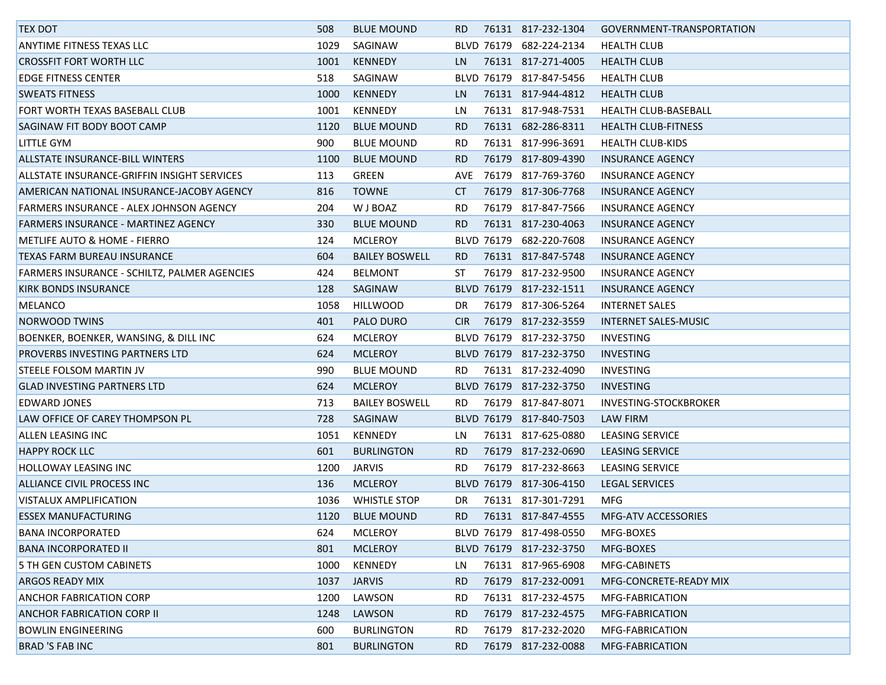| | | | | | | |
|---|---|---|---|---|---|---|
| TEX DOT | 508 | BLUE MOUND | RD | 76131 | 817-232-1304 | GOVERNMENT-TRANSPORTATION |
| ANYTIME FITNESS TEXAS LLC | 1029 | SAGINAW | BLVD | 76179 | 682-224-2134 | HEALTH CLUB |
| CROSSFIT FORT WORTH LLC | 1001 | KENNEDY | LN | 76131 | 817-271-4005 | HEALTH CLUB |
| EDGE FITNESS CENTER | 518 | SAGINAW | BLVD | 76179 | 817-847-5456 | HEALTH CLUB |
| SWEATS FITNESS | 1000 | KENNEDY | LN | 76131 | 817-944-4812 | HEALTH CLUB |
| FORT WORTH TEXAS BASEBALL CLUB | 1001 | KENNEDY | LN | 76131 | 817-948-7531 | HEALTH CLUB-BASEBALL |
| SAGINAW FIT BODY BOOT CAMP | 1120 | BLUE MOUND | RD | 76131 | 682-286-8311 | HEALTH CLUB-FITNESS |
| LITTLE GYM | 900 | BLUE MOUND | RD | 76131 | 817-996-3691 | HEALTH CLUB-KIDS |
| ALLSTATE INSURANCE-BILL WINTERS | 1100 | BLUE MOUND | RD | 76179 | 817-809-4390 | INSURANCE AGENCY |
| ALLSTATE INSURANCE-GRIFFIN INSIGHT SERVICES | 113 | GREEN | AVE | 76179 | 817-769-3760 | INSURANCE AGENCY |
| AMERICAN NATIONAL INSURANCE-JACOBY AGENCY | 816 | TOWNE | CT | 76179 | 817-306-7768 | INSURANCE AGENCY |
| FARMERS INSURANCE - ALEX JOHNSON AGENCY | 204 | W J BOAZ | RD | 76179 | 817-847-7566 | INSURANCE AGENCY |
| FARMERS INSURANCE - MARTINEZ AGENCY | 330 | BLUE MOUND | RD | 76131 | 817-230-4063 | INSURANCE AGENCY |
| METLIFE AUTO & HOME - FIERRO | 124 | MCLEROY | BLVD | 76179 | 682-220-7608 | INSURANCE AGENCY |
| TEXAS FARM BUREAU INSURANCE | 604 | BAILEY BOSWELL | RD | 76131 | 817-847-5748 | INSURANCE AGENCY |
| FARMERS INSURANCE - SCHILTZ, PALMER AGENCIES | 424 | BELMONT | ST | 76179 | 817-232-9500 | INSURANCE AGENCY |
| KIRK BONDS INSURANCE | 128 | SAGINAW | BLVD | 76179 | 817-232-1511 | INSURANCE AGENCY |
| MELANCO | 1058 | HILLWOOD | DR | 76179 | 817-306-5264 | INTERNET SALES |
| NORWOOD TWINS | 401 | PALO DURO | CIR | 76179 | 817-232-3559 | INTERNET SALES-MUSIC |
| BOENKER, BOENKER, WANSING, & DILL INC | 624 | MCLEROY | BLVD | 76179 | 817-232-3750 | INVESTING |
| PROVERBS INVESTING PARTNERS LTD | 624 | MCLEROY | BLVD | 76179 | 817-232-3750 | INVESTING |
| STEELE FOLSOM MARTIN JV | 990 | BLUE MOUND | RD | 76131 | 817-232-4090 | INVESTING |
| GLAD INVESTING PARTNERS LTD | 624 | MCLEROY | BLVD | 76179 | 817-232-3750 | INVESTING |
| EDWARD JONES | 713 | BAILEY BOSWELL | RD | 76179 | 817-847-8071 | INVESTING-STOCKBROKER |
| LAW OFFICE OF CAREY THOMPSON PL | 728 | SAGINAW | BLVD | 76179 | 817-840-7503 | LAW FIRM |
| ALLEN LEASING INC | 1051 | KENNEDY | LN | 76131 | 817-625-0880 | LEASING SERVICE |
| HAPPY ROCK LLC | 601 | BURLINGTON | RD | 76179 | 817-232-0690 | LEASING SERVICE |
| HOLLOWAY LEASING INC | 1200 | JARVIS | RD | 76179 | 817-232-8663 | LEASING SERVICE |
| ALLIANCE CIVIL PROCESS INC | 136 | MCLEROY | BLVD | 76179 | 817-306-4150 | LEGAL SERVICES |
| VISTALUX AMPLIFICATION | 1036 | WHISTLE STOP | DR | 76131 | 817-301-7291 | MFG |
| ESSEX MANUFACTURING | 1120 | BLUE MOUND | RD | 76131 | 817-847-4555 | MFG-ATV ACCESSORIES |
| BANA INCORPORATED | 624 | MCLEROY | BLVD | 76179 | 817-498-0550 | MFG-BOXES |
| BANA INCORPORATED II | 801 | MCLEROY | BLVD | 76179 | 817-232-3750 | MFG-BOXES |
| 5 TH GEN CUSTOM CABINETS | 1000 | KENNEDY | LN | 76131 | 817-965-6908 | MFG-CABINETS |
| ARGOS READY MIX | 1037 | JARVIS | RD | 76179 | 817-232-0091 | MFG-CONCRETE-READY MIX |
| ANCHOR FABRICATION CORP | 1200 | LAWSON | RD | 76131 | 817-232-4575 | MFG-FABRICATION |
| ANCHOR FABRICATION CORP II | 1248 | LAWSON | RD | 76179 | 817-232-4575 | MFG-FABRICATION |
| BOWLIN ENGINEERING | 600 | BURLINGTON | RD | 76179 | 817-232-2020 | MFG-FABRICATION |
| BRAD 'S FAB INC | 801 | BURLINGTON | RD | 76179 | 817-232-0088 | MFG-FABRICATION |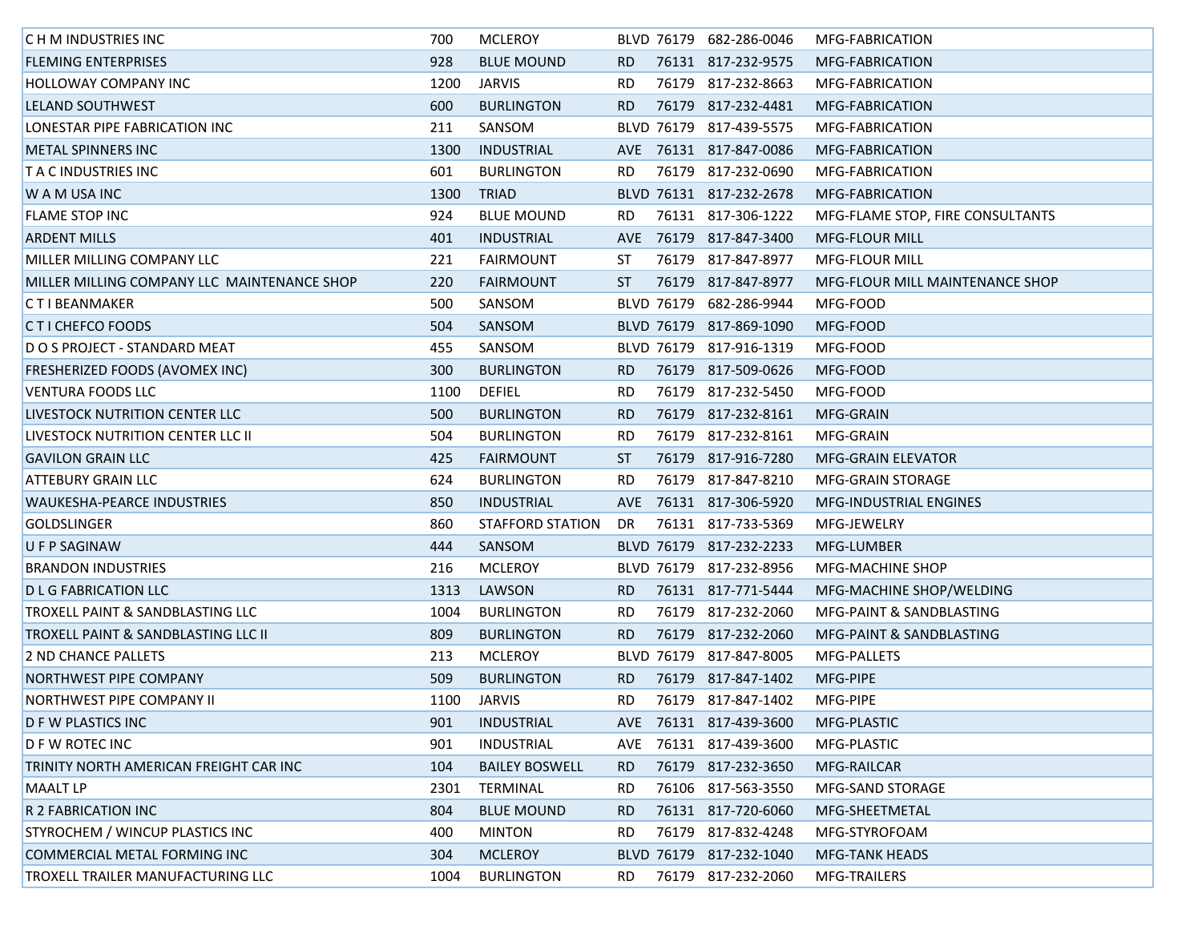| | | | | | | |
|---|---|---|---|---|---|---|
| C H M INDUSTRIES INC | 700 | MCLEROY | BLVD | 76179 | 682-286-0046 | MFG-FABRICATION |
| FLEMING ENTERPRISES | 928 | BLUE MOUND | RD | 76131 | 817-232-9575 | MFG-FABRICATION |
| HOLLOWAY COMPANY INC | 1200 | JARVIS | RD | 76179 | 817-232-8663 | MFG-FABRICATION |
| LELAND SOUTHWEST | 600 | BURLINGTON | RD | 76179 | 817-232-4481 | MFG-FABRICATION |
| LONESTAR PIPE FABRICATION INC | 211 | SANSOM | BLVD | 76179 | 817-439-5575 | MFG-FABRICATION |
| METAL SPINNERS INC | 1300 | INDUSTRIAL | AVE | 76131 | 817-847-0086 | MFG-FABRICATION |
| T A C INDUSTRIES INC | 601 | BURLINGTON | RD | 76179 | 817-232-0690 | MFG-FABRICATION |
| W A M USA INC | 1300 | TRIAD | BLVD | 76131 | 817-232-2678 | MFG-FABRICATION |
| FLAME STOP INC | 924 | BLUE MOUND | RD | 76131 | 817-306-1222 | MFG-FLAME STOP, FIRE CONSULTANTS |
| ARDENT MILLS | 401 | INDUSTRIAL | AVE | 76179 | 817-847-3400 | MFG-FLOUR MILL |
| MILLER MILLING COMPANY LLC | 221 | FAIRMOUNT | ST | 76179 | 817-847-8977 | MFG-FLOUR MILL |
| MILLER MILLING COMPANY LLC MAINTENANCE SHOP | 220 | FAIRMOUNT | ST | 76179 | 817-847-8977 | MFG-FLOUR MILL MAINTENANCE SHOP |
| C T I BEANMAKER | 500 | SANSOM | BLVD | 76179 | 682-286-9944 | MFG-FOOD |
| C T I CHEFCO FOODS | 504 | SANSOM | BLVD | 76179 | 817-869-1090 | MFG-FOOD |
| D O S PROJECT - STANDARD MEAT | 455 | SANSOM | BLVD | 76179 | 817-916-1319 | MFG-FOOD |
| FRESHERIZED FOODS (AVOMEX INC) | 300 | BURLINGTON | RD | 76179 | 817-509-0626 | MFG-FOOD |
| VENTURA FOODS LLC | 1100 | DEFIEL | RD | 76179 | 817-232-5450 | MFG-FOOD |
| LIVESTOCK NUTRITION CENTER LLC | 500 | BURLINGTON | RD | 76179 | 817-232-8161 | MFG-GRAIN |
| LIVESTOCK NUTRITION CENTER LLC II | 504 | BURLINGTON | RD | 76179 | 817-232-8161 | MFG-GRAIN |
| GAVILON GRAIN LLC | 425 | FAIRMOUNT | ST | 76179 | 817-916-7280 | MFG-GRAIN ELEVATOR |
| ATTEBURY GRAIN LLC | 624 | BURLINGTON | RD | 76179 | 817-847-8210 | MFG-GRAIN STORAGE |
| WAUKESHA-PEARCE INDUSTRIES | 850 | INDUSTRIAL | AVE | 76131 | 817-306-5920 | MFG-INDUSTRIAL ENGINES |
| GOLDSLINGER | 860 | STAFFORD STATION | DR | 76131 | 817-733-5369 | MFG-JEWELRY |
| U F P SAGINAW | 444 | SANSOM | BLVD | 76179 | 817-232-2233 | MFG-LUMBER |
| BRANDON INDUSTRIES | 216 | MCLEROY | BLVD | 76179 | 817-232-8956 | MFG-MACHINE SHOP |
| D L G FABRICATION LLC | 1313 | LAWSON | RD | 76131 | 817-771-5444 | MFG-MACHINE SHOP/WELDING |
| TROXELL PAINT & SANDBLASTING LLC | 1004 | BURLINGTON | RD | 76179 | 817-232-2060 | MFG-PAINT & SANDBLASTING |
| TROXELL PAINT & SANDBLASTING LLC II | 809 | BURLINGTON | RD | 76179 | 817-232-2060 | MFG-PAINT & SANDBLASTING |
| 2 ND CHANCE PALLETS | 213 | MCLEROY | BLVD | 76179 | 817-847-8005 | MFG-PALLETS |
| NORTHWEST PIPE COMPANY | 509 | BURLINGTON | RD | 76179 | 817-847-1402 | MFG-PIPE |
| NORTHWEST PIPE COMPANY II | 1100 | JARVIS | RD | 76179 | 817-847-1402 | MFG-PIPE |
| D F W PLASTICS INC | 901 | INDUSTRIAL | AVE | 76131 | 817-439-3600 | MFG-PLASTIC |
| D F W ROTEC INC | 901 | INDUSTRIAL | AVE | 76131 | 817-439-3600 | MFG-PLASTIC |
| TRINITY NORTH AMERICAN FREIGHT CAR INC | 104 | BAILEY BOSWELL | RD | 76179 | 817-232-3650 | MFG-RAILCAR |
| MAALT LP | 2301 | TERMINAL | RD | 76106 | 817-563-3550 | MFG-SAND STORAGE |
| R 2 FABRICATION INC | 804 | BLUE MOUND | RD | 76131 | 817-720-6060 | MFG-SHEETMETAL |
| STYROCHEM / WINCUP PLASTICS INC | 400 | MINTON | RD | 76179 | 817-832-4248 | MFG-STYROFOAM |
| COMMERCIAL METAL FORMING INC | 304 | MCLEROY | BLVD | 76179 | 817-232-1040 | MFG-TANK HEADS |
| TROXELL TRAILER MANUFACTURING LLC | 1004 | BURLINGTON | RD | 76179 | 817-232-2060 | MFG-TRAILERS |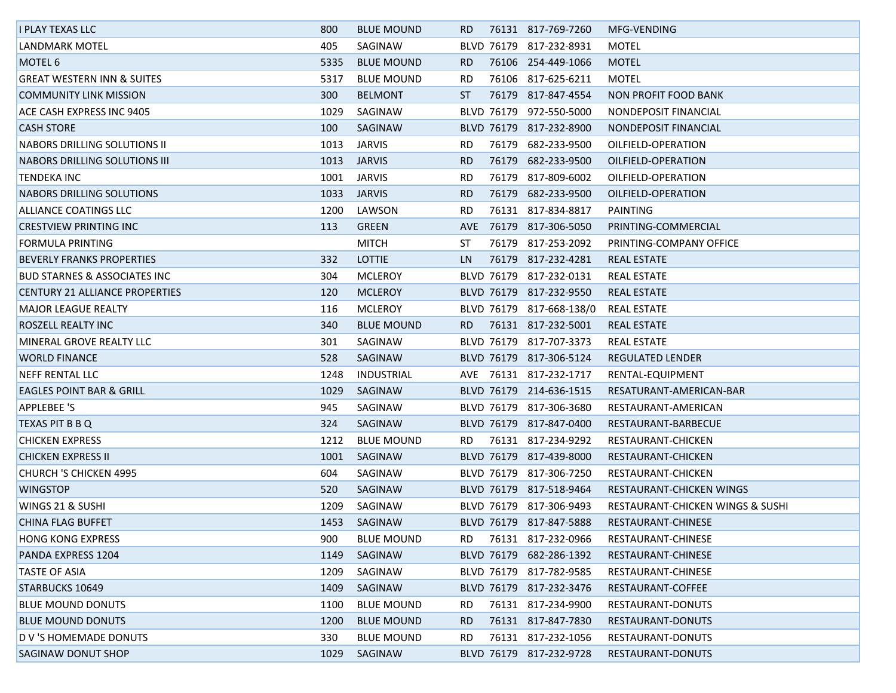| | | | | | | |
|---|---|---|---|---|---|---|
| I PLAY TEXAS LLC | 800 | BLUE MOUND | RD | 76131 | 817-769-7260 | MFG-VENDING |
| LANDMARK MOTEL | 405 | SAGINAW | BLVD | 76179 | 817-232-8931 | MOTEL |
| MOTEL 6 | 5335 | BLUE MOUND | RD | 76106 | 254-449-1066 | MOTEL |
| GREAT WESTERN INN & SUITES | 5317 | BLUE MOUND | RD | 76106 | 817-625-6211 | MOTEL |
| COMMUNITY LINK MISSION | 300 | BELMONT | ST | 76179 | 817-847-4554 | NON PROFIT FOOD BANK |
| ACE CASH EXPRESS INC 9405 | 1029 | SAGINAW | BLVD | 76179 | 972-550-5000 | NONDEPOSIT FINANCIAL |
| CASH STORE | 100 | SAGINAW | BLVD | 76179 | 817-232-8900 | NONDEPOSIT FINANCIAL |
| NABORS DRILLING SOLUTIONS II | 1013 | JARVIS | RD | 76179 | 682-233-9500 | OILFIELD-OPERATION |
| NABORS DRILLING SOLUTIONS III | 1013 | JARVIS | RD | 76179 | 682-233-9500 | OILFIELD-OPERATION |
| TENDEKA INC | 1001 | JARVIS | RD | 76179 | 817-809-6002 | OILFIELD-OPERATION |
| NABORS DRILLING SOLUTIONS | 1033 | JARVIS | RD | 76179 | 682-233-9500 | OILFIELD-OPERATION |
| ALLIANCE COATINGS LLC | 1200 | LAWSON | RD | 76131 | 817-834-8817 | PAINTING |
| CRESTVIEW PRINTING INC | 113 | GREEN | AVE | 76179 | 817-306-5050 | PRINTING-COMMERCIAL |
| FORMULA PRINTING | | MITCH | ST | 76179 | 817-253-2092 | PRINTING-COMPANY OFFICE |
| BEVERLY FRANKS PROPERTIES | 332 | LOTTIE | LN | 76179 | 817-232-4281 | REAL ESTATE |
| BUD STARNES & ASSOCIATES INC | 304 | MCLEROY | BLVD | 76179 | 817-232-0131 | REAL ESTATE |
| CENTURY 21 ALLIANCE PROPERTIES | 120 | MCLEROY | BLVD | 76179 | 817-232-9550 | REAL ESTATE |
| MAJOR LEAGUE REALTY | 116 | MCLEROY | BLVD | 76179 | 817-668-138/0 | REAL ESTATE |
| ROSZELL REALTY INC | 340 | BLUE MOUND | RD | 76131 | 817-232-5001 | REAL ESTATE |
| MINERAL GROVE REALTY LLC | 301 | SAGINAW | BLVD | 76179 | 817-707-3373 | REAL ESTATE |
| WORLD FINANCE | 528 | SAGINAW | BLVD | 76179 | 817-306-5124 | REGULATED LENDER |
| NEFF RENTAL LLC | 1248 | INDUSTRIAL | AVE | 76131 | 817-232-1717 | RENTAL-EQUIPMENT |
| EAGLES POINT BAR & GRILL | 1029 | SAGINAW | BLVD | 76179 | 214-636-1515 | RESATURANT-AMERICAN-BAR |
| APPLEBEE 'S | 945 | SAGINAW | BLVD | 76179 | 817-306-3680 | RESTAURANT-AMERICAN |
| TEXAS PIT B B Q | 324 | SAGINAW | BLVD | 76179 | 817-847-0400 | RESTAURANT-BARBECUE |
| CHICKEN EXPRESS | 1212 | BLUE MOUND | RD | 76131 | 817-234-9292 | RESTAURANT-CHICKEN |
| CHICKEN EXPRESS II | 1001 | SAGINAW | BLVD | 76179 | 817-439-8000 | RESTAURANT-CHICKEN |
| CHURCH 'S CHICKEN 4995 | 604 | SAGINAW | BLVD | 76179 | 817-306-7250 | RESTAURANT-CHICKEN |
| WINGSTOP | 520 | SAGINAW | BLVD | 76179 | 817-518-9464 | RESTAURANT-CHICKEN WINGS |
| WINGS 21 & SUSHI | 1209 | SAGINAW | BLVD | 76179 | 817-306-9493 | RESTAURANT-CHICKEN WINGS & SUSHI |
| CHINA FLAG BUFFET | 1453 | SAGINAW | BLVD | 76179 | 817-847-5888 | RESTAURANT-CHINESE |
| HONG KONG EXPRESS | 900 | BLUE MOUND | RD | 76131 | 817-232-0966 | RESTAURANT-CHINESE |
| PANDA EXPRESS 1204 | 1149 | SAGINAW | BLVD | 76179 | 682-286-1392 | RESTAURANT-CHINESE |
| TASTE OF ASIA | 1209 | SAGINAW | BLVD | 76179 | 817-782-9585 | RESTAURANT-CHINESE |
| STARBUCKS 10649 | 1409 | SAGINAW | BLVD | 76179 | 817-232-3476 | RESTAURANT-COFFEE |
| BLUE MOUND DONUTS | 1100 | BLUE MOUND | RD | 76131 | 817-234-9900 | RESTAURANT-DONUTS |
| BLUE MOUND DONUTS | 1200 | BLUE MOUND | RD | 76131 | 817-847-7830 | RESTAURANT-DONUTS |
| D V 'S HOMEMADE DONUTS | 330 | BLUE MOUND | RD | 76131 | 817-232-1056 | RESTAURANT-DONUTS |
| SAGINAW DONUT SHOP | 1029 | SAGINAW | BLVD | 76179 | 817-232-9728 | RESTAURANT-DONUTS |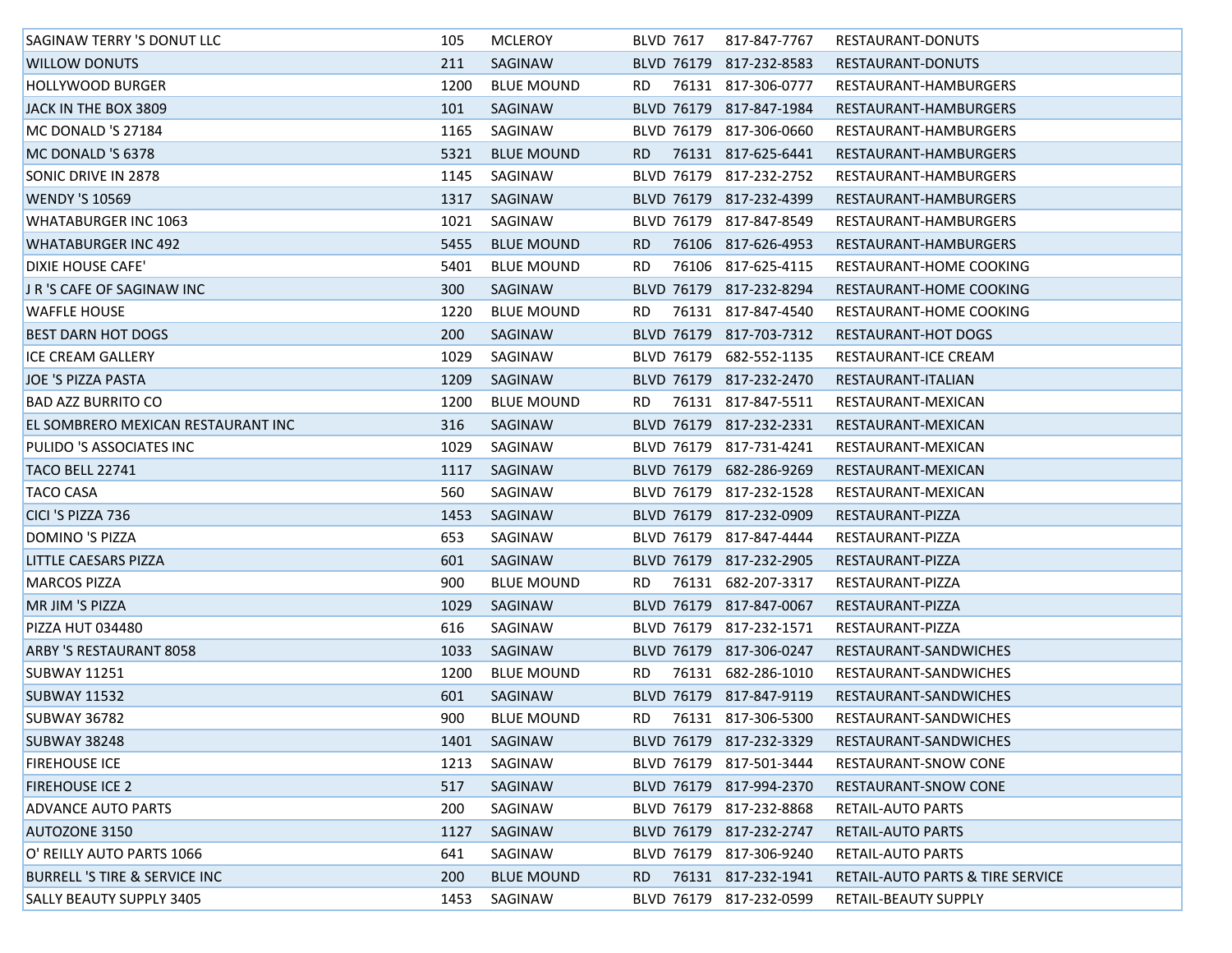| | | | | | | |
|---|---|---|---|---|---|---|
| SAGINAW TERRY 'S DONUT LLC | 105 | MCLEROY | BLVD | 7617 | 817-847-7767 | RESTAURANT-DONUTS |
| WILLOW DONUTS | 211 | SAGINAW | BLVD | 76179 | 817-232-8583 | RESTAURANT-DONUTS |
| HOLLYWOOD BURGER | 1200 | BLUE MOUND | RD | 76131 | 817-306-0777 | RESTAURANT-HAMBURGERS |
| JACK IN THE BOX 3809 | 101 | SAGINAW | BLVD | 76179 | 817-847-1984 | RESTAURANT-HAMBURGERS |
| MC DONALD 'S 27184 | 1165 | SAGINAW | BLVD | 76179 | 817-306-0660 | RESTAURANT-HAMBURGERS |
| MC DONALD 'S 6378 | 5321 | BLUE MOUND | RD | 76131 | 817-625-6441 | RESTAURANT-HAMBURGERS |
| SONIC DRIVE IN 2878 | 1145 | SAGINAW | BLVD | 76179 | 817-232-2752 | RESTAURANT-HAMBURGERS |
| WENDY 'S 10569 | 1317 | SAGINAW | BLVD | 76179 | 817-232-4399 | RESTAURANT-HAMBURGERS |
| WHATABURGER INC 1063 | 1021 | SAGINAW | BLVD | 76179 | 817-847-8549 | RESTAURANT-HAMBURGERS |
| WHATABURGER INC 492 | 5455 | BLUE MOUND | RD | 76106 | 817-626-4953 | RESTAURANT-HAMBURGERS |
| DIXIE HOUSE CAFE' | 5401 | BLUE MOUND | RD | 76106 | 817-625-4115 | RESTAURANT-HOME COOKING |
| J R 'S CAFE OF SAGINAW INC | 300 | SAGINAW | BLVD | 76179 | 817-232-8294 | RESTAURANT-HOME COOKING |
| WAFFLE HOUSE | 1220 | BLUE MOUND | RD | 76131 | 817-847-4540 | RESTAURANT-HOME COOKING |
| BEST DARN HOT DOGS | 200 | SAGINAW | BLVD | 76179 | 817-703-7312 | RESTAURANT-HOT DOGS |
| ICE CREAM GALLERY | 1029 | SAGINAW | BLVD | 76179 | 682-552-1135 | RESTAURANT-ICE CREAM |
| JOE 'S PIZZA PASTA | 1209 | SAGINAW | BLVD | 76179 | 817-232-2470 | RESTAURANT-ITALIAN |
| BAD AZZ BURRITO CO | 1200 | BLUE MOUND | RD | 76131 | 817-847-5511 | RESTAURANT-MEXICAN |
| EL SOMBRERO MEXICAN RESTAURANT INC | 316 | SAGINAW | BLVD | 76179 | 817-232-2331 | RESTAURANT-MEXICAN |
| PULIDO 'S ASSOCIATES INC | 1029 | SAGINAW | BLVD | 76179 | 817-731-4241 | RESTAURANT-MEXICAN |
| TACO BELL 22741 | 1117 | SAGINAW | BLVD | 76179 | 682-286-9269 | RESTAURANT-MEXICAN |
| TACO CASA | 560 | SAGINAW | BLVD | 76179 | 817-232-1528 | RESTAURANT-MEXICAN |
| CICI 'S PIZZA 736 | 1453 | SAGINAW | BLVD | 76179 | 817-232-0909 | RESTAURANT-PIZZA |
| DOMINO 'S PIZZA | 653 | SAGINAW | BLVD | 76179 | 817-847-4444 | RESTAURANT-PIZZA |
| LITTLE CAESARS PIZZA | 601 | SAGINAW | BLVD | 76179 | 817-232-2905 | RESTAURANT-PIZZA |
| MARCOS PIZZA | 900 | BLUE MOUND | RD | 76131 | 682-207-3317 | RESTAURANT-PIZZA |
| MR JIM 'S PIZZA | 1029 | SAGINAW | BLVD | 76179 | 817-847-0067 | RESTAURANT-PIZZA |
| PIZZA HUT 034480 | 616 | SAGINAW | BLVD | 76179 | 817-232-1571 | RESTAURANT-PIZZA |
| ARBY 'S RESTAURANT 8058 | 1033 | SAGINAW | BLVD | 76179 | 817-306-0247 | RESTAURANT-SANDWICHES |
| SUBWAY 11251 | 1200 | BLUE MOUND | RD | 76131 | 682-286-1010 | RESTAURANT-SANDWICHES |
| SUBWAY 11532 | 601 | SAGINAW | BLVD | 76179 | 817-847-9119 | RESTAURANT-SANDWICHES |
| SUBWAY 36782 | 900 | BLUE MOUND | RD | 76131 | 817-306-5300 | RESTAURANT-SANDWICHES |
| SUBWAY 38248 | 1401 | SAGINAW | BLVD | 76179 | 817-232-3329 | RESTAURANT-SANDWICHES |
| FIREHOUSE ICE | 1213 | SAGINAW | BLVD | 76179 | 817-501-3444 | RESTAURANT-SNOW CONE |
| FIREHOUSE ICE 2 | 517 | SAGINAW | BLVD | 76179 | 817-994-2370 | RESTAURANT-SNOW CONE |
| ADVANCE AUTO PARTS | 200 | SAGINAW | BLVD | 76179 | 817-232-8868 | RETAIL-AUTO PARTS |
| AUTOZONE 3150 | 1127 | SAGINAW | BLVD | 76179 | 817-232-2747 | RETAIL-AUTO PARTS |
| O' REILLY AUTO PARTS 1066 | 641 | SAGINAW | BLVD | 76179 | 817-306-9240 | RETAIL-AUTO PARTS |
| BURRELL 'S TIRE & SERVICE INC | 200 | BLUE MOUND | RD | 76131 | 817-232-1941 | RETAIL-AUTO PARTS & TIRE SERVICE |
| SALLY BEAUTY SUPPLY 3405 | 1453 | SAGINAW | BLVD | 76179 | 817-232-0599 | RETAIL-BEAUTY SUPPLY |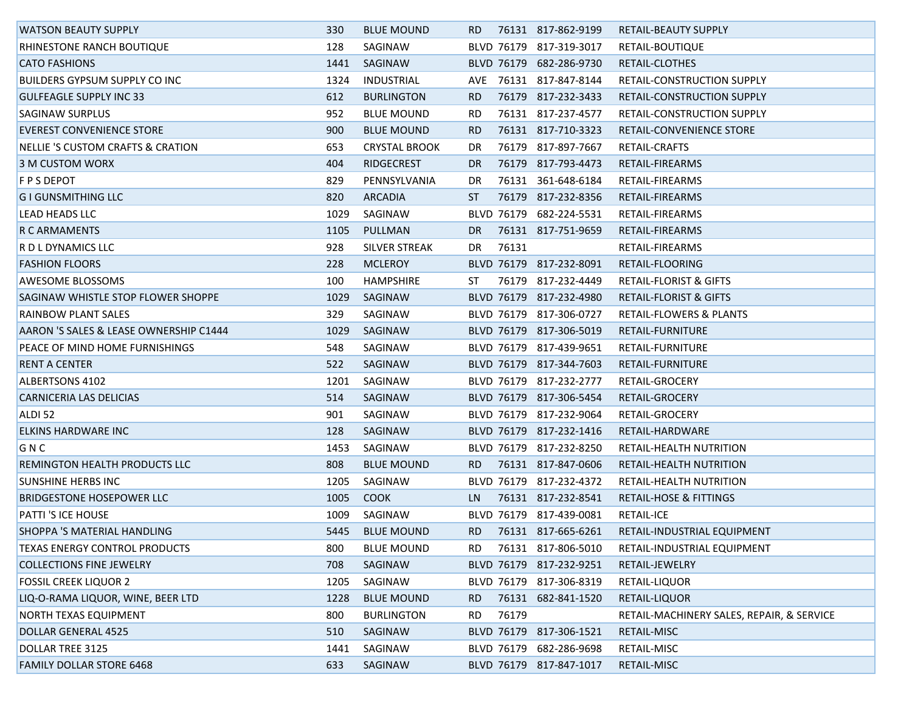| | | | | | | |
|---|---|---|---|---|---|---|
| WATSON BEAUTY SUPPLY | 330 | BLUE MOUND | RD | 76131 | 817-862-9199 | RETAIL-BEAUTY SUPPLY |
| RHINESTONE RANCH BOUTIQUE | 128 | SAGINAW | BLVD | 76179 | 817-319-3017 | RETAIL-BOUTIQUE |
| CATO FASHIONS | 1441 | SAGINAW | BLVD | 76179 | 682-286-9730 | RETAIL-CLOTHES |
| BUILDERS GYPSUM SUPPLY CO INC | 1324 | INDUSTRIAL | AVE | 76131 | 817-847-8144 | RETAIL-CONSTRUCTION SUPPLY |
| GULFEAGLE SUPPLY INC 33 | 612 | BURLINGTON | RD | 76179 | 817-232-3433 | RETAIL-CONSTRUCTION SUPPLY |
| SAGINAW SURPLUS | 952 | BLUE MOUND | RD | 76131 | 817-237-4577 | RETAIL-CONSTRUCTION SUPPLY |
| EVEREST CONVENIENCE STORE | 900 | BLUE MOUND | RD | 76131 | 817-710-3323 | RETAIL-CONVENIENCE STORE |
| NELLIE 'S CUSTOM CRAFTS & CRATION | 653 | CRYSTAL BROOK | DR | 76179 | 817-897-7667 | RETAIL-CRAFTS |
| 3 M CUSTOM WORX | 404 | RIDGECREST | DR | 76179 | 817-793-4473 | RETAIL-FIREARMS |
| F P S DEPOT | 829 | PENNSYLVANIA | DR | 76131 | 361-648-6184 | RETAIL-FIREARMS |
| G I GUNSMITHING LLC | 820 | ARCADIA | ST | 76179 | 817-232-8356 | RETAIL-FIREARMS |
| LEAD HEADS LLC | 1029 | SAGINAW | BLVD | 76179 | 682-224-5531 | RETAIL-FIREARMS |
| R C ARMAMENTS | 1105 | PULLMAN | DR | 76131 | 817-751-9659 | RETAIL-FIREARMS |
| R D L DYNAMICS LLC | 928 | SILVER STREAK | DR | 76131 | | RETAIL-FIREARMS |
| FASHION FLOORS | 228 | MCLEROY | BLVD | 76179 | 817-232-8091 | RETAIL-FLOORING |
| AWESOME BLOSSOMS | 100 | HAMPSHIRE | ST | 76179 | 817-232-4449 | RETAIL-FLORIST & GIFTS |
| SAGINAW WHISTLE STOP FLOWER SHOPPE | 1029 | SAGINAW | BLVD | 76179 | 817-232-4980 | RETAIL-FLORIST & GIFTS |
| RAINBOW PLANT SALES | 329 | SAGINAW | BLVD | 76179 | 817-306-0727 | RETAIL-FLOWERS & PLANTS |
| AARON 'S SALES & LEASE OWNERSHIP C1444 | 1029 | SAGINAW | BLVD | 76179 | 817-306-5019 | RETAIL-FURNITURE |
| PEACE OF MIND HOME FURNISHINGS | 548 | SAGINAW | BLVD | 76179 | 817-439-9651 | RETAIL-FURNITURE |
| RENT A CENTER | 522 | SAGINAW | BLVD | 76179 | 817-344-7603 | RETAIL-FURNITURE |
| ALBERTSONS 4102 | 1201 | SAGINAW | BLVD | 76179 | 817-232-2777 | RETAIL-GROCERY |
| CARNICERIA LAS DELICIAS | 514 | SAGINAW | BLVD | 76179 | 817-306-5454 | RETAIL-GROCERY |
| ALDI 52 | 901 | SAGINAW | BLVD | 76179 | 817-232-9064 | RETAIL-GROCERY |
| ELKINS HARDWARE INC | 128 | SAGINAW | BLVD | 76179 | 817-232-1416 | RETAIL-HARDWARE |
| G N C | 1453 | SAGINAW | BLVD | 76179 | 817-232-8250 | RETAIL-HEALTH NUTRITION |
| REMINGTON HEALTH PRODUCTS LLC | 808 | BLUE MOUND | RD | 76131 | 817-847-0606 | RETAIL-HEALTH NUTRITION |
| SUNSHINE HERBS INC | 1205 | SAGINAW | BLVD | 76179 | 817-232-4372 | RETAIL-HEALTH NUTRITION |
| BRIDGESTONE HOSEPOWER LLC | 1005 | COOK | LN | 76131 | 817-232-8541 | RETAIL-HOSE & FITTINGS |
| PATTI 'S ICE HOUSE | 1009 | SAGINAW | BLVD | 76179 | 817-439-0081 | RETAIL-ICE |
| SHOPPA 'S MATERIAL HANDLING | 5445 | BLUE MOUND | RD | 76131 | 817-665-6261 | RETAIL-INDUSTRIAL EQUIPMENT |
| TEXAS ENERGY CONTROL PRODUCTS | 800 | BLUE MOUND | RD | 76131 | 817-806-5010 | RETAIL-INDUSTRIAL EQUIPMENT |
| COLLECTIONS FINE JEWELRY | 708 | SAGINAW | BLVD | 76179 | 817-232-9251 | RETAIL-JEWELRY |
| FOSSIL CREEK LIQUOR 2 | 1205 | SAGINAW | BLVD | 76179 | 817-306-8319 | RETAIL-LIQUOR |
| LIQ-O-RAMA LIQUOR, WINE, BEER LTD | 1228 | BLUE MOUND | RD | 76131 | 682-841-1520 | RETAIL-LIQUOR |
| NORTH TEXAS EQUIPMENT | 800 | BURLINGTON | RD | 76179 | | RETAIL-MACHINERY SALES, REPAIR, & SERVICE |
| DOLLAR GENERAL 4525 | 510 | SAGINAW | BLVD | 76179 | 817-306-1521 | RETAIL-MISC |
| DOLLAR TREE 3125 | 1441 | SAGINAW | BLVD | 76179 | 682-286-9698 | RETAIL-MISC |
| FAMILY DOLLAR STORE 6468 | 633 | SAGINAW | BLVD | 76179 | 817-847-1017 | RETAIL-MISC |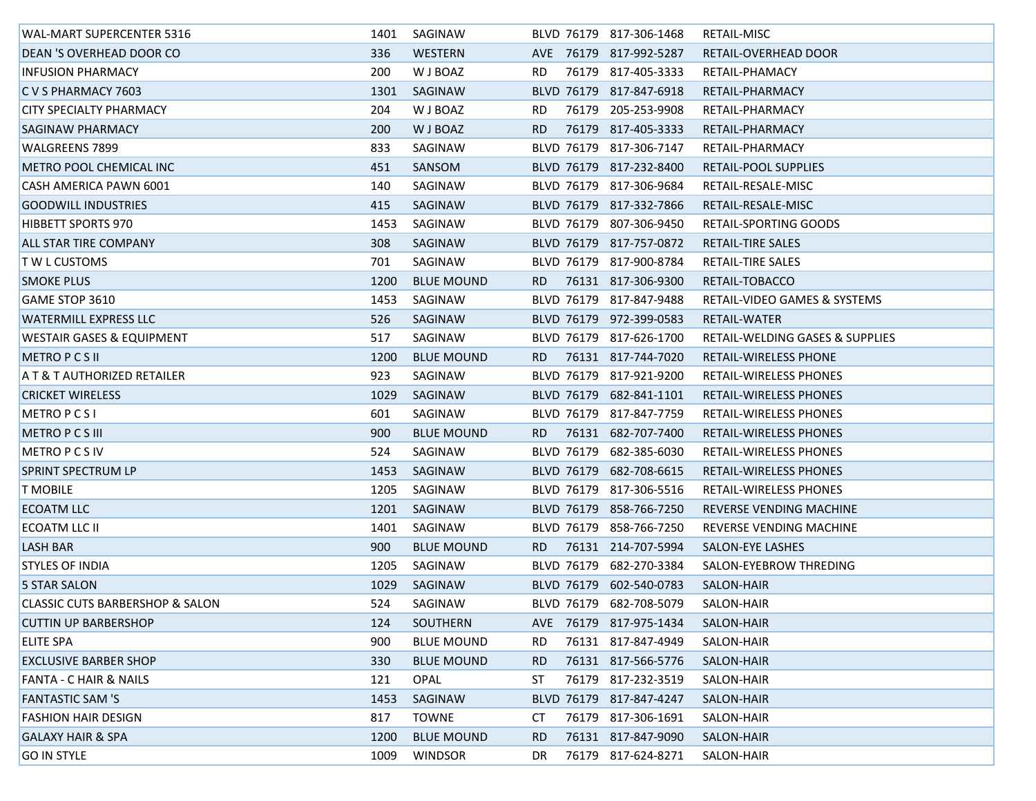| | | | | | | |
|---|---|---|---|---|---|---|
| WAL-MART SUPERCENTER 5316 | 1401 | SAGINAW | BLVD | 76179 | 817-306-1468 | RETAIL-MISC |
| DEAN 'S OVERHEAD DOOR CO | 336 | WESTERN | AVE | 76179 | 817-992-5287 | RETAIL-OVERHEAD DOOR |
| INFUSION PHARMACY | 200 | W J BOAZ | RD | 76179 | 817-405-3333 | RETAIL-PHAMACY |
| C V S PHARMACY 7603 | 1301 | SAGINAW | BLVD | 76179 | 817-847-6918 | RETAIL-PHARMACY |
| CITY SPECIALTY PHARMACY | 204 | W J BOAZ | RD | 76179 | 205-253-9908 | RETAIL-PHARMACY |
| SAGINAW PHARMACY | 200 | W J BOAZ | RD | 76179 | 817-405-3333 | RETAIL-PHARMACY |
| WALGREENS 7899 | 833 | SAGINAW | BLVD | 76179 | 817-306-7147 | RETAIL-PHARMACY |
| METRO POOL CHEMICAL INC | 451 | SANSOM | BLVD | 76179 | 817-232-8400 | RETAIL-POOL SUPPLIES |
| CASH AMERICA PAWN 6001 | 140 | SAGINAW | BLVD | 76179 | 817-306-9684 | RETAIL-RESALE-MISC |
| GOODWILL INDUSTRIES | 415 | SAGINAW | BLVD | 76179 | 817-332-7866 | RETAIL-RESALE-MISC |
| HIBBETT SPORTS 970 | 1453 | SAGINAW | BLVD | 76179 | 807-306-9450 | RETAIL-SPORTING GOODS |
| ALL STAR TIRE COMPANY | 308 | SAGINAW | BLVD | 76179 | 817-757-0872 | RETAIL-TIRE SALES |
| T W L CUSTOMS | 701 | SAGINAW | BLVD | 76179 | 817-900-8784 | RETAIL-TIRE SALES |
| SMOKE PLUS | 1200 | BLUE MOUND | RD | 76131 | 817-306-9300 | RETAIL-TOBACCO |
| GAME STOP 3610 | 1453 | SAGINAW | BLVD | 76179 | 817-847-9488 | RETAIL-VIDEO GAMES & SYSTEMS |
| WATERMILL EXPRESS LLC | 526 | SAGINAW | BLVD | 76179 | 972-399-0583 | RETAIL-WATER |
| WESTAIR GASES & EQUIPMENT | 517 | SAGINAW | BLVD | 76179 | 817-626-1700 | RETAIL-WELDING GASES & SUPPLIES |
| METRO P C S II | 1200 | BLUE MOUND | RD | 76131 | 817-744-7020 | RETAIL-WIRELESS PHONE |
| A T & T AUTHORIZED RETAILER | 923 | SAGINAW | BLVD | 76179 | 817-921-9200 | RETAIL-WIRELESS PHONES |
| CRICKET WIRELESS | 1029 | SAGINAW | BLVD | 76179 | 682-841-1101 | RETAIL-WIRELESS PHONES |
| METRO P C S I | 601 | SAGINAW | BLVD | 76179 | 817-847-7759 | RETAIL-WIRELESS PHONES |
| METRO P C S III | 900 | BLUE MOUND | RD | 76131 | 682-707-7400 | RETAIL-WIRELESS PHONES |
| METRO P C S IV | 524 | SAGINAW | BLVD | 76179 | 682-385-6030 | RETAIL-WIRELESS PHONES |
| SPRINT SPECTRUM LP | 1453 | SAGINAW | BLVD | 76179 | 682-708-6615 | RETAIL-WIRELESS PHONES |
| T MOBILE | 1205 | SAGINAW | BLVD | 76179 | 817-306-5516 | RETAIL-WIRELESS PHONES |
| ECOATM LLC | 1201 | SAGINAW | BLVD | 76179 | 858-766-7250 | REVERSE VENDING MACHINE |
| ECOATM LLC II | 1401 | SAGINAW | BLVD | 76179 | 858-766-7250 | REVERSE VENDING MACHINE |
| LASH BAR | 900 | BLUE MOUND | RD | 76131 | 214-707-5994 | SALON-EYE LASHES |
| STYLES OF INDIA | 1205 | SAGINAW | BLVD | 76179 | 682-270-3384 | SALON-EYEBROW THREDING |
| 5 STAR SALON | 1029 | SAGINAW | BLVD | 76179 | 602-540-0783 | SALON-HAIR |
| CLASSIC CUTS BARBERSHOP & SALON | 524 | SAGINAW | BLVD | 76179 | 682-708-5079 | SALON-HAIR |
| CUTTIN UP BARBERSHOP | 124 | SOUTHERN | AVE | 76179 | 817-975-1434 | SALON-HAIR |
| ELITE SPA | 900 | BLUE MOUND | RD | 76131 | 817-847-4949 | SALON-HAIR |
| EXCLUSIVE BARBER SHOP | 330 | BLUE MOUND | RD | 76131 | 817-566-5776 | SALON-HAIR |
| FANTA - C HAIR & NAILS | 121 | OPAL | ST | 76179 | 817-232-3519 | SALON-HAIR |
| FANTASTIC SAM 'S | 1453 | SAGINAW | BLVD | 76179 | 817-847-4247 | SALON-HAIR |
| FASHION HAIR DESIGN | 817 | TOWNE | CT | 76179 | 817-306-1691 | SALON-HAIR |
| GALAXY HAIR & SPA | 1200 | BLUE MOUND | RD | 76131 | 817-847-9090 | SALON-HAIR |
| GO IN STYLE | 1009 | WINDSOR | DR | 76179 | 817-624-8271 | SALON-HAIR |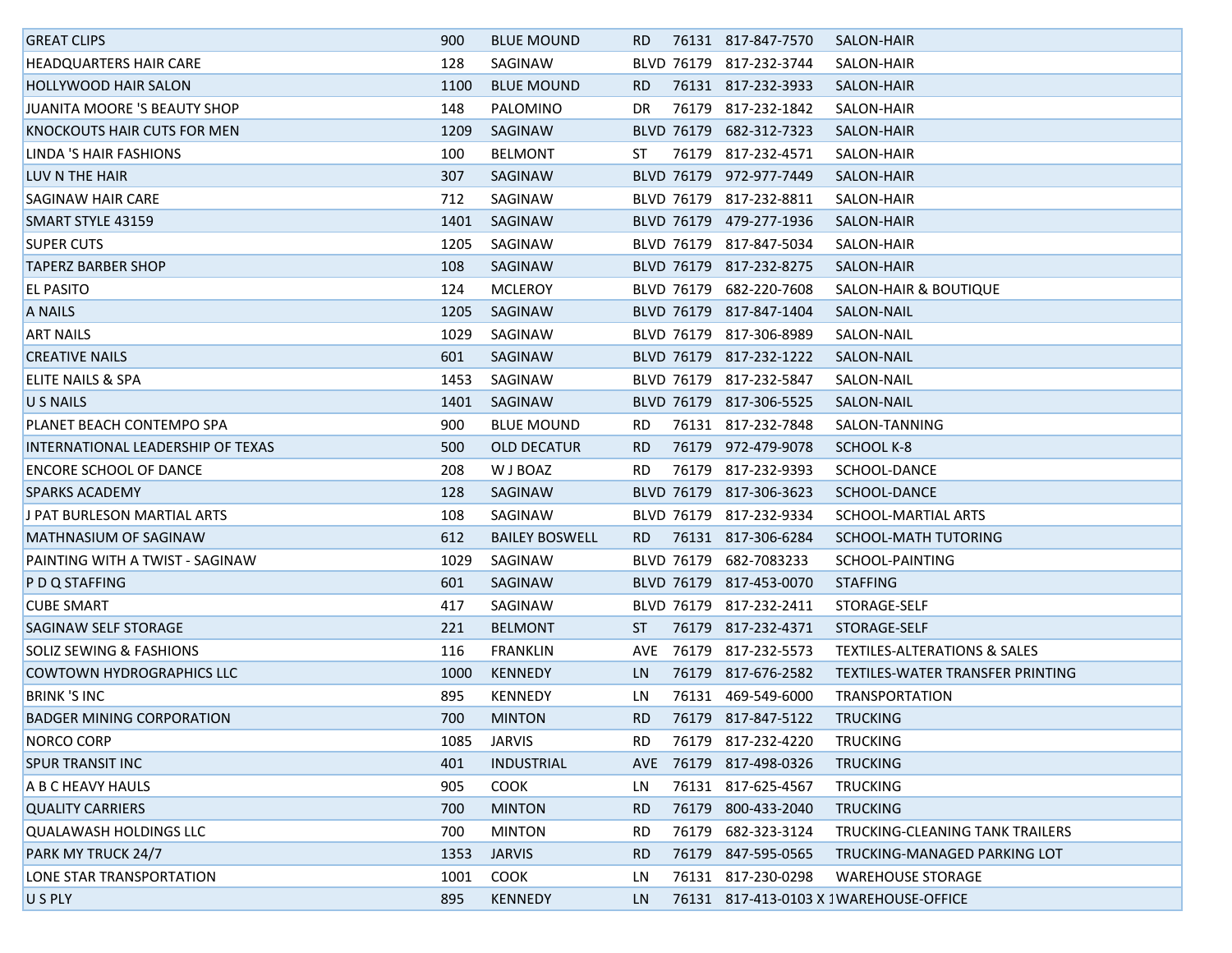| | | | | | | |
|---|---|---|---|---|---|---|
| GREAT CLIPS | 900 | BLUE MOUND | RD | 76131 | 817-847-7570 | SALON-HAIR |
| HEADQUARTERS HAIR CARE | 128 | SAGINAW | BLVD | 76179 | 817-232-3744 | SALON-HAIR |
| HOLLYWOOD HAIR SALON | 1100 | BLUE MOUND | RD | 76131 | 817-232-3933 | SALON-HAIR |
| JUANITA MOORE 'S BEAUTY SHOP | 148 | PALOMINO | DR | 76179 | 817-232-1842 | SALON-HAIR |
| KNOCKOUTS HAIR CUTS FOR MEN | 1209 | SAGINAW | BLVD | 76179 | 682-312-7323 | SALON-HAIR |
| LINDA 'S HAIR FASHIONS | 100 | BELMONT | ST | 76179 | 817-232-4571 | SALON-HAIR |
| LUV N THE HAIR | 307 | SAGINAW | BLVD | 76179 | 972-977-7449 | SALON-HAIR |
| SAGINAW HAIR CARE | 712 | SAGINAW | BLVD | 76179 | 817-232-8811 | SALON-HAIR |
| SMART STYLE 43159 | 1401 | SAGINAW | BLVD | 76179 | 479-277-1936 | SALON-HAIR |
| SUPER CUTS | 1205 | SAGINAW | BLVD | 76179 | 817-847-5034 | SALON-HAIR |
| TAPERZ BARBER SHOP | 108 | SAGINAW | BLVD | 76179 | 817-232-8275 | SALON-HAIR |
| EL PASITO | 124 | MCLEROY | BLVD | 76179 | 682-220-7608 | SALON-HAIR & BOUTIQUE |
| A NAILS | 1205 | SAGINAW | BLVD | 76179 | 817-847-1404 | SALON-NAIL |
| ART NAILS | 1029 | SAGINAW | BLVD | 76179 | 817-306-8989 | SALON-NAIL |
| CREATIVE NAILS | 601 | SAGINAW | BLVD | 76179 | 817-232-1222 | SALON-NAIL |
| ELITE NAILS & SPA | 1453 | SAGINAW | BLVD | 76179 | 817-232-5847 | SALON-NAIL |
| U S NAILS | 1401 | SAGINAW | BLVD | 76179 | 817-306-5525 | SALON-NAIL |
| PLANET BEACH CONTEMPO SPA | 900 | BLUE MOUND | RD | 76131 | 817-232-7848 | SALON-TANNING |
| INTERNATIONAL LEADERSHIP OF TEXAS | 500 | OLD DECATUR | RD | 76179 | 972-479-9078 | SCHOOL K-8 |
| ENCORE SCHOOL OF DANCE | 208 | W J BOAZ | RD | 76179 | 817-232-9393 | SCHOOL-DANCE |
| SPARKS ACADEMY | 128 | SAGINAW | BLVD | 76179 | 817-306-3623 | SCHOOL-DANCE |
| J PAT BURLESON MARTIAL ARTS | 108 | SAGINAW | BLVD | 76179 | 817-232-9334 | SCHOOL-MARTIAL ARTS |
| MATHNASIUM OF SAGINAW | 612 | BAILEY BOSWELL | RD | 76131 | 817-306-6284 | SCHOOL-MATH TUTORING |
| PAINTING WITH A TWIST - SAGINAW | 1029 | SAGINAW | BLVD | 76179 | 682-7083233 | SCHOOL-PAINTING |
| P D Q STAFFING | 601 | SAGINAW | BLVD | 76179 | 817-453-0070 | STAFFING |
| CUBE SMART | 417 | SAGINAW | BLVD | 76179 | 817-232-2411 | STORAGE-SELF |
| SAGINAW SELF STORAGE | 221 | BELMONT | ST | 76179 | 817-232-4371 | STORAGE-SELF |
| SOLIZ SEWING & FASHIONS | 116 | FRANKLIN | AVE | 76179 | 817-232-5573 | TEXTILES-ALTERATIONS & SALES |
| COWTOWN HYDROGRAPHICS LLC | 1000 | KENNEDY | LN | 76179 | 817-676-2582 | TEXTILES-WATER TRANSFER PRINTING |
| BRINK 'S INC | 895 | KENNEDY | LN | 76131 | 469-549-6000 | TRANSPORTATION |
| BADGER MINING CORPORATION | 700 | MINTON | RD | 76179 | 817-847-5122 | TRUCKING |
| NORCO CORP | 1085 | JARVIS | RD | 76179 | 817-232-4220 | TRUCKING |
| SPUR TRANSIT INC | 401 | INDUSTRIAL | AVE | 76179 | 817-498-0326 | TRUCKING |
| A B C HEAVY HAULS | 905 | COOK | LN | 76131 | 817-625-4567 | TRUCKING |
| QUALITY CARRIERS | 700 | MINTON | RD | 76179 | 800-433-2040 | TRUCKING |
| QUALAWASH HOLDINGS LLC | 700 | MINTON | RD | 76179 | 682-323-3124 | TRUCKING-CLEANING TANK TRAILERS |
| PARK MY TRUCK 24/7 | 1353 | JARVIS | RD | 76179 | 847-595-0565 | TRUCKING-MANAGED PARKING LOT |
| LONE STAR TRANSPORTATION | 1001 | COOK | LN | 76131 | 817-230-0298 | WAREHOUSE STORAGE |
| U S PLY | 895 | KENNEDY | LN | 76131 | 817-413-0103 X 1 | WAREHOUSE-OFFICE |